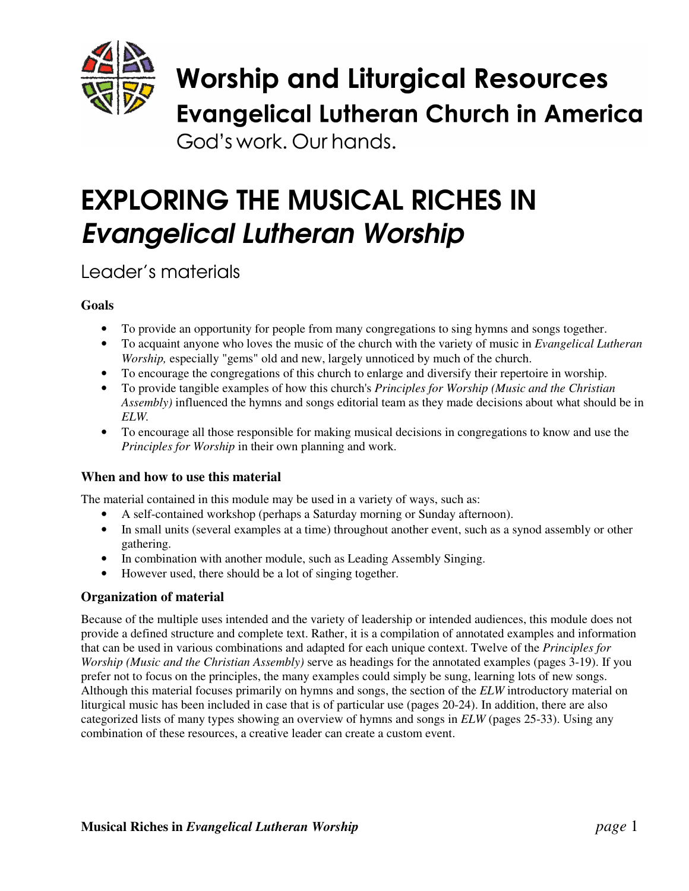# Worship and Liturgical Resources

## Evangelical Lutheran Church in America

God's work. Our hands.

# EXPLORING THE MUSICAL RICHES IN *Evangelical Lutheran Worship*

## Leader's materials

### Goals

- To provide an opportunity for people from many congregations to sing hymns and songs together.
- To acquaint anyone who loves the music of the church with the variety of music in *Evangelical Lutheran Worship,* especially "gems" old and new, largely unnoticed by much of the church.
- To encourage the congregations of this church to enlarge and diversify their repertoire in worship.
- To provide tangible examples of how this church's *Principles for Worship (Music and the Christian Assembly)* influenced the hymns and songs editorial team as they made decisions about what should be in *ELW.*
- To encourage all those responsible for making musical decisions in congregations to know and use the *Principles for Worship* in their own planning and work.

### When and how to use this material

The material contained in this module may be used in a variety of ways, such as:

- A self-contained workshop (perhaps a Saturday morning or Sunday afternoon).
- In small units (several examples at a time) throughout another event, such as a synod assembly or other gathering.
- In combination with another module, such as Leading Assembly Singing.
- However used, there should be a lot of singing together.

### Organization of material

Because of the multiple uses intended and the variety of leadership or intended audiences, this module does not provide a defined structure and complete text. Rather, it is a compilation of annotated examples and information that can be used in various combinations and adapted for each unique context. Twelve of the *Principles for Worship (Music and the Christian Assembly)* serve as headings for the annotated examples (pages 3-19). If you prefer not to focus on the principles, the many examples could simply be sung, learning lots of new songs. Although this material focuses primarily on hymns and songs, the section of the *ELW* introductory material on liturgical music has been included in case that is of particular use (pages 20-24). In addition, there are also categorized lists of many types showing an overview of hymns and songs in *ELW* (pages 25-33). Using any combination of these resources, a creative leader can create a custom event.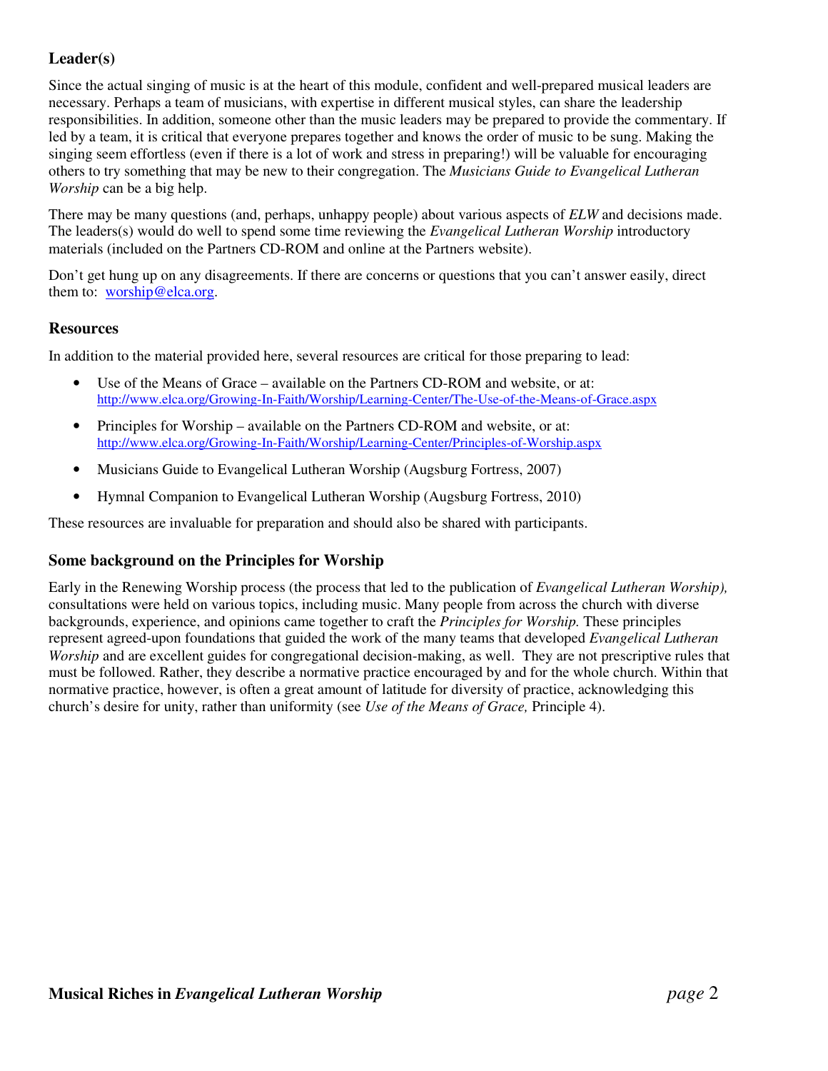### Leader(s)

Since the actual singing of music is at the heart of this module, confident and well-prepared musical leaders are necessary. Perhaps a team of musicians, with expertise in different musical styles, can share the leadership responsibilities. In addition, someone other than the music leaders may be prepared to provide the commentary. If led by a team, it is critical that everyone prepares together and knows the order of music to be sung. Making the singing seem effortless (even if there is a lot of work and stress in preparing!) will be valuable for encouraging others to try something that may be new to their congregation. The *Musicians Guide to Evangelical Lutheran Worship* can be a big help.

There may be many questions (and, perhaps, unhappy people) about various aspects of *ELW* and decisions made. The leaders(s) would do well to spend some time reviewing the *Evangelical Lutheran Worship* introductory materials (included on the Partners CD-ROM and online at the Partners website).

Don't get hung up on any disagreements. If there are concerns or questions that you can't answer easily, direct them to: worship@elca.org.

### Resources

In addition to the material provided here, several resources are critical for those preparing to lead:

- Use of the Means of Grace – available on the Partners CD-ROM and website, or at: http://www.elca.org/Growing-In-Faith/Worship/Learning-Center/The-Use-of-the-Means-of-Grace.aspx
- Principles for Worship – available on the Partners CD-ROM and website, or at: http://www.elca.org/Growing-In-Faith/Worship/Learning-Center/Principles-of-Worship.aspx
- Musicians Guide to Evangelical Lutheran Worship (Augsburg Fortress, 2007)
- Hymnal Companion to Evangelical Lutheran Worship (Augsburg Fortress, 2010)

These resources are invaluable for preparation and should also be shared with participants.

### Some background on the Principles for Worship

Early in the Renewing Worship process (the process that led to the publication of *Evangelical Lutheran Worship),* consultations were held on various topics, including music. Many people from across the church with diverse backgrounds, experience, and opinions came together to craft the *Principles for Worship.* These principles represent agreed-upon foundations that guided the work of the many teams that developed *Evangelical Lutheran Worship* and are excellent guides for congregational decision-making, as well. They are not prescriptive rules that must be followed. Rather, they describe a normative practice encouraged by and for the whole church. Within that normative practice, however, is often a great amount of latitude for diversity of practice, acknowledging this church's desire for unity, rather than uniformity (see *Use of the Means of Grace,* Principle 4).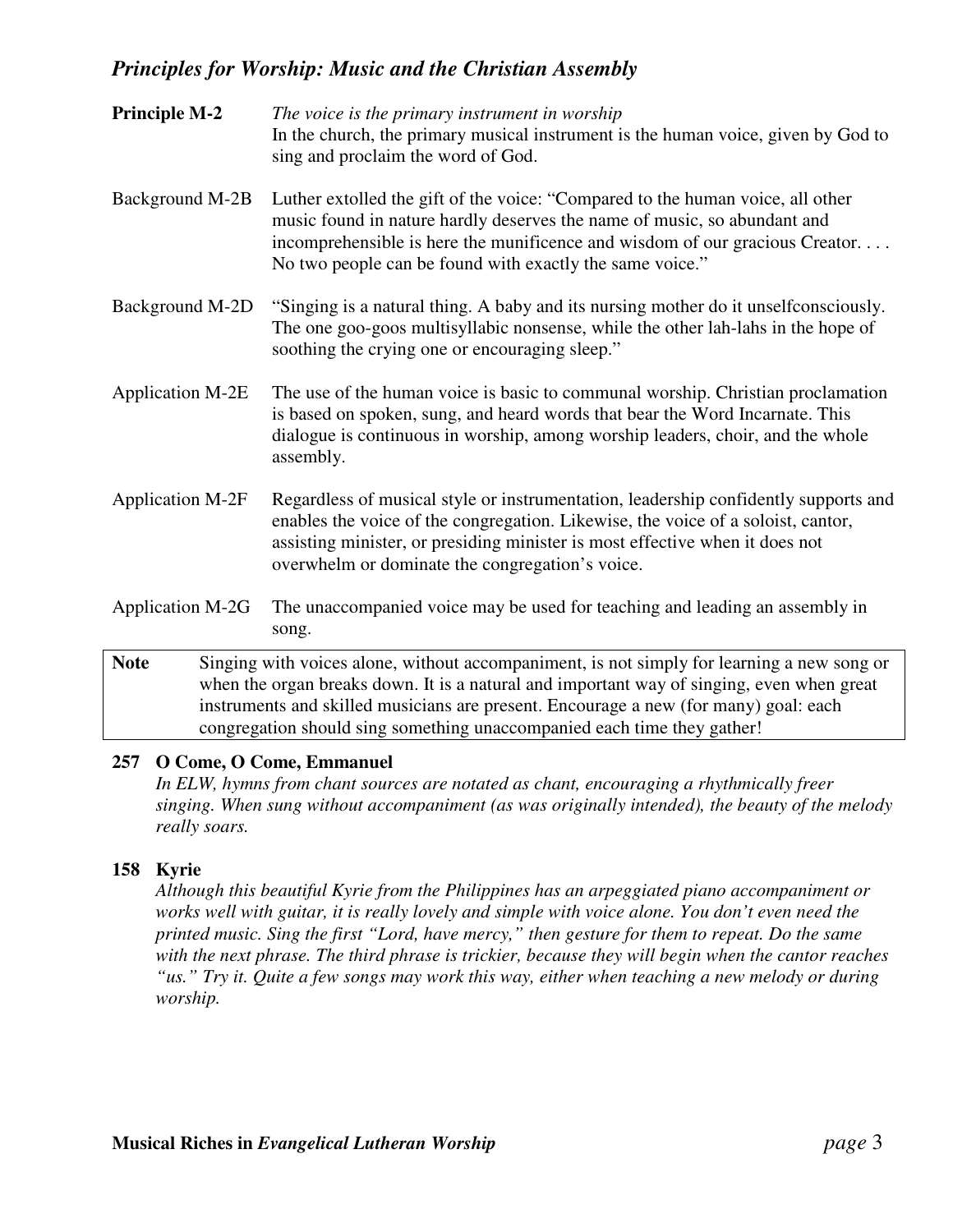## *Principles for Worship: Music and the Christian Assembly*

**Principle M-2** *The voice is the primary instrument in worship*
In the church, the primary musical instrument is the human voice, given by God to sing and proclaim the word of God.

Background M-2B Luther extolled the gift of the voice: "Compared to the human voice, all other music found in nature hardly deserves the name of music, so abundant and incomprehensible is here the munificence and wisdom of our gracious Creator. . . . No two people can be found with exactly the same voice."

Background M-2D "Singing is a natural thing. A baby and its nursing mother do it unselfconsciously. The one goo-goos multisyllabic nonsense, while the other lah-lahs in the hope of soothing the crying one or encouraging sleep."

Application M-2E The use of the human voice is basic to communal worship. Christian proclamation is based on spoken, sung, and heard words that bear the Word Incarnate. This dialogue is continuous in worship, among worship leaders, choir, and the whole assembly.

Application M-2F Regardless of musical style or instrumentation, leadership confidently supports and enables the voice of the congregation. Likewise, the voice of a soloist, cantor, assisting minister, or presiding minister is most effective when it does not overwhelm or dominate the congregation's voice.

Application M-2G The unaccompanied voice may be used for teaching and leading an assembly in song.

**Note** Singing with voices alone, without accompaniment, is not simply for learning a new song or when the organ breaks down. It is a natural and important way of singing, even when great instruments and skilled musicians are present. Encourage a new (for many) goal: each congregation should sing something unaccompanied each time they gather!

**257 O Come, O Come, Emmanuel**
*In ELW, hymns from chant sources are notated as chant, encouraging a rhythmically freer singing. When sung without accompaniment (as was originally intended), the beauty of the melody really soars.*

**158 Kyrie**
*Although this beautiful Kyrie from the Philippines has an arpeggiated piano accompaniment or works well with guitar, it is really lovely and simple with voice alone. You don't even need the printed music. Sing the first "Lord, have mercy," then gesture for them to repeat. Do the same with the next phrase. The third phrase is trickier, because they will begin when the cantor reaches "us." Try it. Quite a few songs may work this way, either when teaching a new melody or during worship.*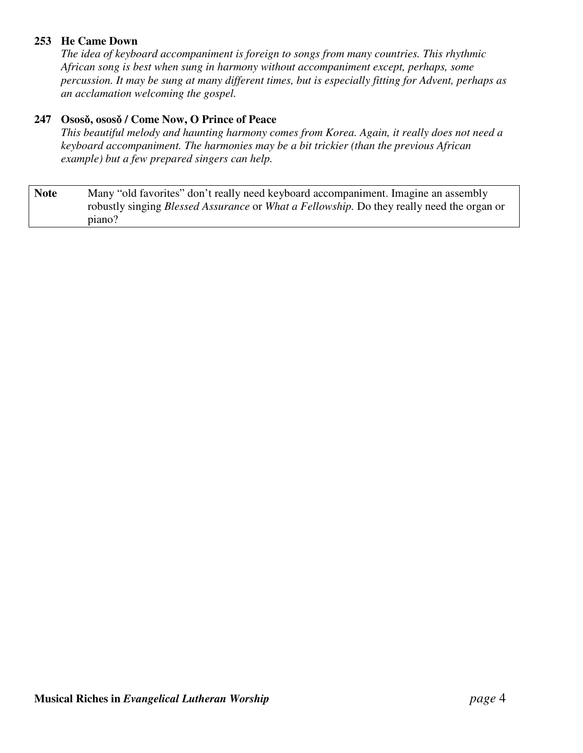**253 He Came Down**

*The idea of keyboard accompaniment is foreign to songs from many countries. This rhythmic African song is best when sung in harmony without accompaniment except, perhaps, some percussion. It may be sung at many different times, but is especially fitting for Advent, perhaps as an acclamation welcoming the gospel.*

**247 Ososŏ, ososŏ / Come Now, O Prince of Peace**

*This beautiful melody and haunting harmony comes from Korea. Again, it really does not need a keyboard accompaniment. The harmonies may be a bit trickier (than the previous African example) but a few prepared singers can help.*

| **Note** | Many "old favorites" don't really need keyboard accompaniment. Imagine an assembly robustly singing *Blessed Assurance* or *What a Fellowship.* Do they really need the organ or piano? |
| --- | --- |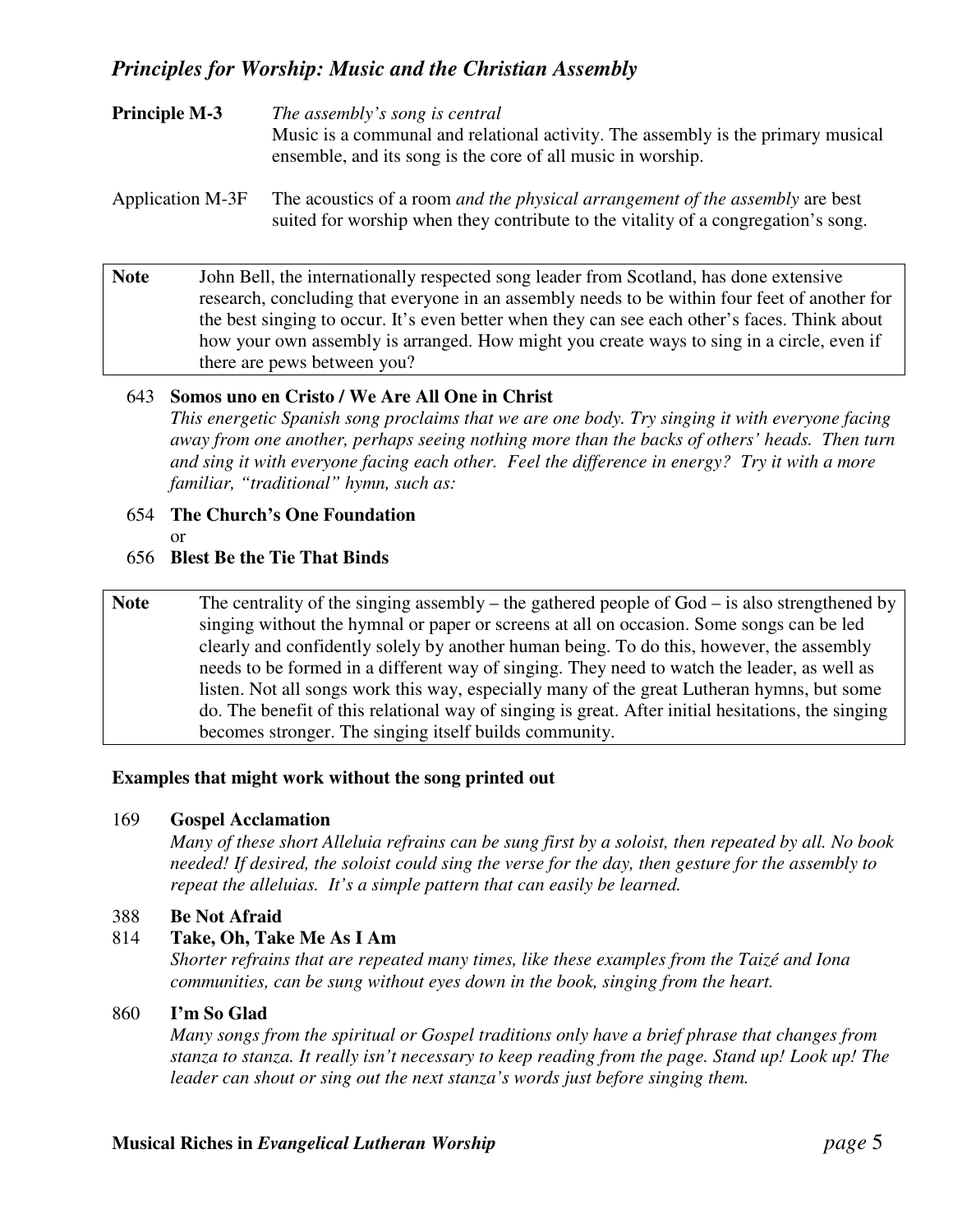## *Principles for Worship: Music and the Christian Assembly*

**Principle M-3** *The assembly's song is central*
Music is a communal and relational activity. The assembly is the primary musical ensemble, and its song is the core of all music in worship.

Application M-3F The acoustics of a room *and the physical arrangement of the assembly* are best suited for worship when they contribute to the vitality of a congregation's song.

| **Note** | John Bell, the internationally respected song leader from Scotland, has done extensive research, concluding that everyone in an assembly needs to be within four feet of another for the best singing to occur. It's even better when they can see each other's faces. Think about how your own assembly is arranged. How might you create ways to sing in a circle, even if there are pews between you? |
|---|---|

643 **Somos uno en Cristo / We Are All One in Christ**
*This energetic Spanish song proclaims that we are one body. Try singing it with everyone facing away from one another, perhaps seeing nothing more than the backs of others' heads. Then turn and sing it with everyone facing each other. Feel the difference in energy? Try it with a more familiar, "traditional" hymn, such as:*

654 **The Church's One Foundation**
or
656 **Blest Be the Tie That Binds**

| **Note** | The centrality of the singing assembly – the gathered people of God – is also strengthened by singing without the hymnal or paper or screens at all on occasion. Some songs can be led clearly and confidently solely by another human being. To do this, however, the assembly needs to be formed in a different way of singing. They need to watch the leader, as well as listen. Not all songs work this way, especially many of the great Lutheran hymns, but some do. The benefit of this relational way of singing is great. After initial hesitations, the singing becomes stronger. The singing itself builds community. |
|---|---|

**Examples that might work without the song printed out**

169 **Gospel Acclamation**
*Many of these short Alleluia refrains can be sung first by a soloist, then repeated by all. No book needed! If desired, the soloist could sing the verse for the day, then gesture for the assembly to repeat the alleluias. It's a simple pattern that can easily be learned.*

388 **Be Not Afraid**
814 **Take, Oh, Take Me As I Am**
*Shorter refrains that are repeated many times, like these examples from the Taizé and Iona communities, can be sung without eyes down in the book, singing from the heart.*

860 **I'm So Glad**
*Many songs from the spiritual or Gospel traditions only have a brief phrase that changes from stanza to stanza. It really isn't necessary to keep reading from the page. Stand up! Look up! The leader can shout or sing out the next stanza's words just before singing them.*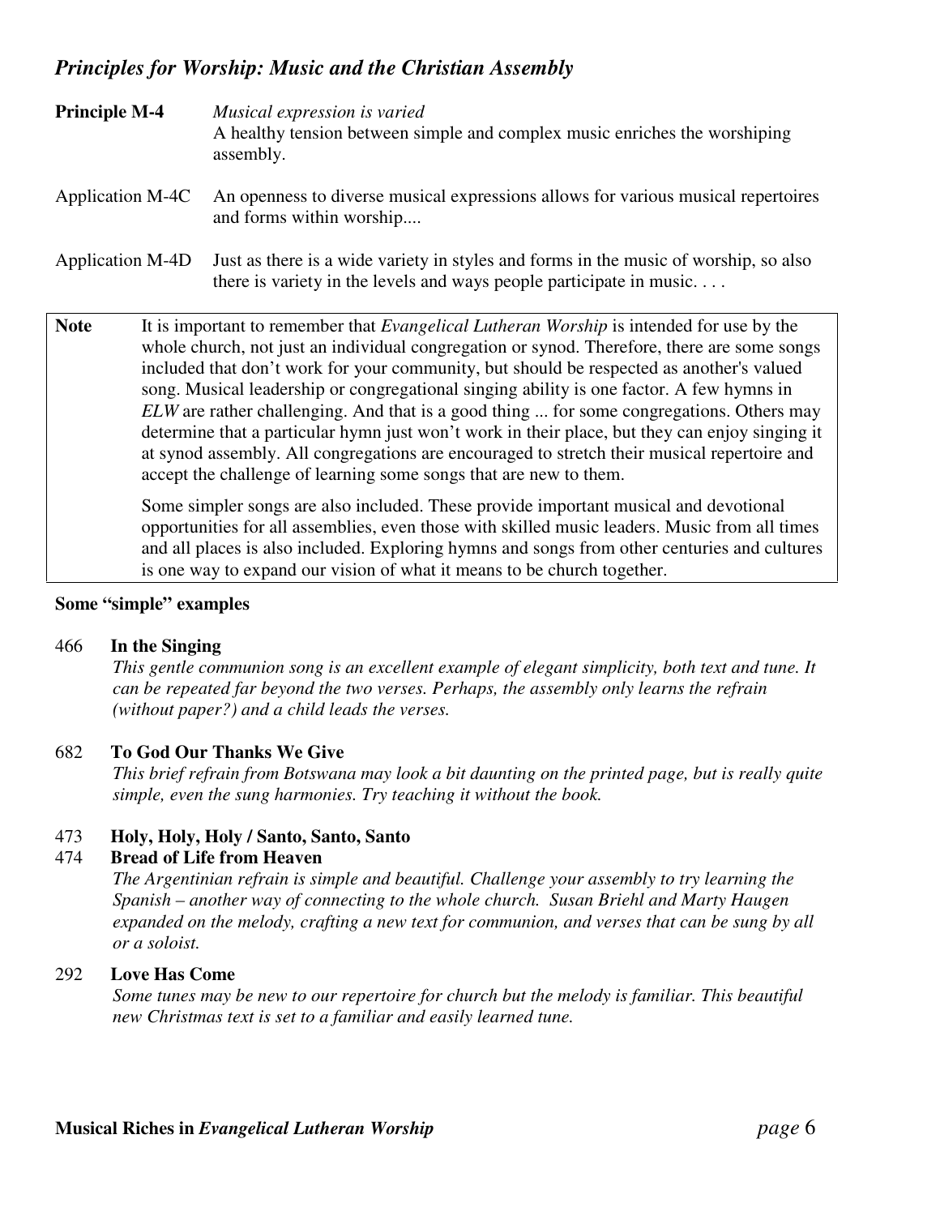## *Principles for Worship: Music and the Christian Assembly*

**Principle M-4** *Musical expression is varied*
A healthy tension between simple and complex music enriches the worshiping assembly.

Application M-4C An openness to diverse musical expressions allows for various musical repertoires and forms within worship....

Application M-4D Just as there is a wide variety in styles and forms in the music of worship, so also there is variety in the levels and ways people participate in music. . . .

**Note** It is important to remember that *Evangelical Lutheran Worship* is intended for use by the whole church, not just an individual congregation or synod. Therefore, there are some songs included that don't work for your community, but should be respected as another's valued song. Musical leadership or congregational singing ability is one factor. A few hymns in *ELW* are rather challenging. And that is a good thing ... for some congregations. Others may determine that a particular hymn just won't work in their place, but they can enjoy singing it at synod assembly. All congregations are encouraged to stretch their musical repertoire and accept the challenge of learning some songs that are new to them.

Some simpler songs are also included. These provide important musical and devotional opportunities for all assemblies, even those with skilled music leaders. Music from all times and all places is also included. Exploring hymns and songs from other centuries and cultures is one way to expand our vision of what it means to be church together.

**Some "simple" examples**

466 **In the Singing**
*This gentle communion song is an excellent example of elegant simplicity, both text and tune. It can be repeated far beyond the two verses. Perhaps, the assembly only learns the refrain (without paper?) and a child leads the verses.*

682 **To God Our Thanks We Give**
*This brief refrain from Botswana may look a bit daunting on the printed page, but is really quite simple, even the sung harmonies. Try teaching it without the book.*

473 **Holy, Holy, Holy / Santo, Santo, Santo**
474 **Bread of Life from Heaven**
*The Argentinian refrain is simple and beautiful. Challenge your assembly to try learning the Spanish – another way of connecting to the whole church. Susan Briehl and Marty Haugen expanded on the melody, crafting a new text for communion, and verses that can be sung by all or a soloist.*

292 **Love Has Come**
*Some tunes may be new to our repertoire for church but the melody is familiar. This beautiful new Christmas text is set to a familiar and easily learned tune.*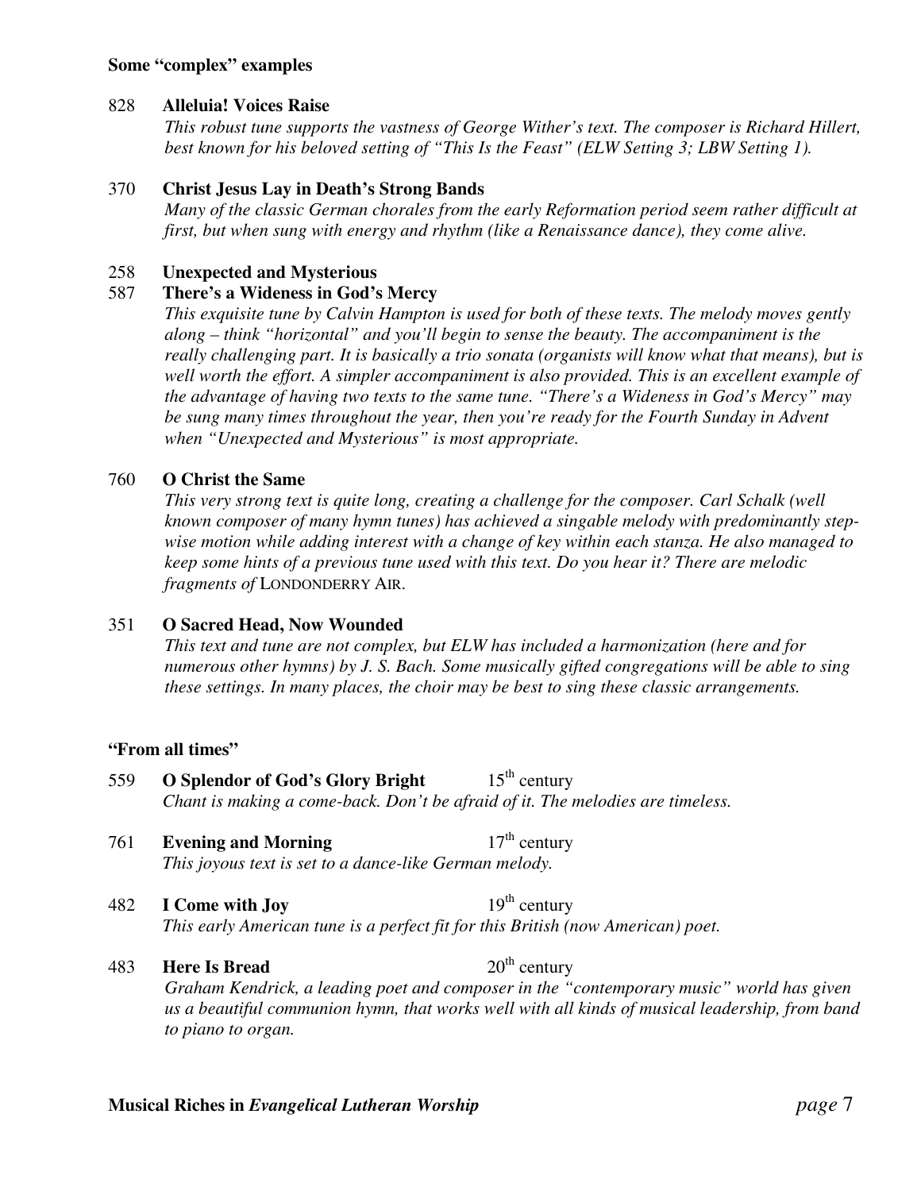**Some "complex" examples**

828 **Alleluia! Voices Raise**

*This robust tune supports the vastness of George Wither's text. The composer is Richard Hillert, best known for his beloved setting of "This Is the Feast" (ELW Setting 3; LBW Setting 1).*

370 **Christ Jesus Lay in Death's Strong Bands**

*Many of the classic German chorales from the early Reformation period seem rather difficult at first, but when sung with energy and rhythm (like a Renaissance dance), they come alive.*

258 **Unexpected and Mysterious**

587 **There's a Wideness in God's Mercy**

*This exquisite tune by Calvin Hampton is used for both of these texts. The melody moves gently along – think "horizontal" and you'll begin to sense the beauty. The accompaniment is the really challenging part. It is basically a trio sonata (organists will know what that means), but is well worth the effort. A simpler accompaniment is also provided. This is an excellent example of the advantage of having two texts to the same tune. "There's a Wideness in God's Mercy" may be sung many times throughout the year, then you're ready for the Fourth Sunday in Advent when "Unexpected and Mysterious" is most appropriate.*

760 **O Christ the Same**

*This very strong text is quite long, creating a challenge for the composer. Carl Schalk (well known composer of many hymn tunes) has achieved a singable melody with predominantly step-wise motion while adding interest with a change of key within each stanza. He also managed to keep some hints of a previous tune used with this text. Do you hear it? There are melodic fragments of* LONDONDERRY AIR.

351 **O Sacred Head, Now Wounded**

*This text and tune are not complex, but ELW has included a harmonization (here and for numerous other hymns) by J. S. Bach. Some musically gifted congregations will be able to sing these settings. In many places, the choir may be best to sing these classic arrangements.*

**"From all times"**

559 **O Splendor of God's Glory Bright** 15th century

*Chant is making a come-back. Don't be afraid of it. The melodies are timeless.*

761 **Evening and Morning** 17th century

*This joyous text is set to a dance-like German melody.*

482 **I Come with Joy** 19th century

*This early American tune is a perfect fit for this British (now American) poet.*

483 **Here Is Bread** 20th century

*Graham Kendrick, a leading poet and composer in the "contemporary music" world has given us a beautiful communion hymn, that works well with all kinds of musical leadership, from band to piano to organ.*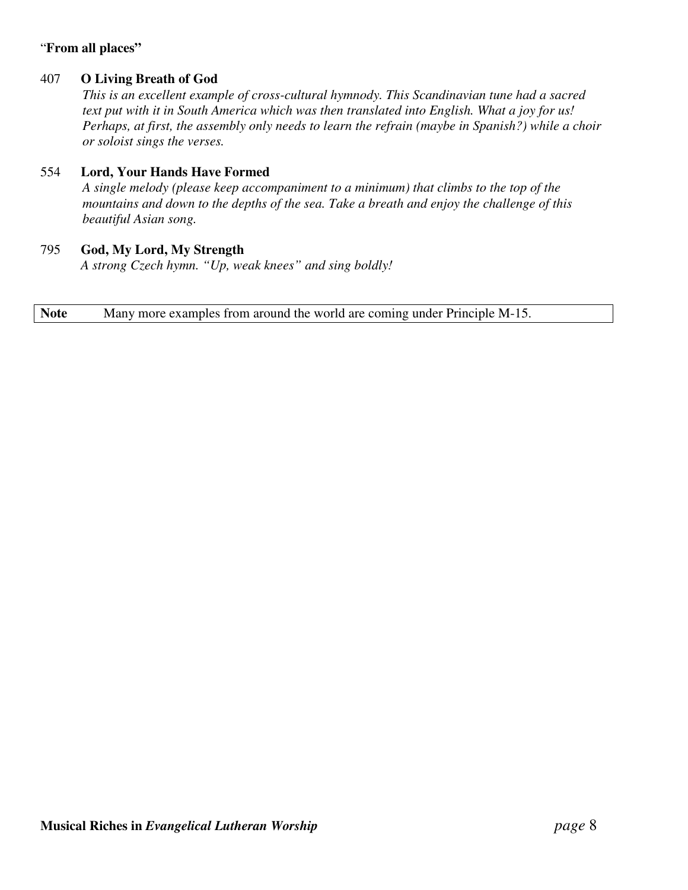"**From all places"**

407 **O Living Breath of God**

*This is an excellent example of cross-cultural hymnody. This Scandinavian tune had a sacred text put with it in South America which was then translated into English. What a joy for us! Perhaps, at first, the assembly only needs to learn the refrain (maybe in Spanish?) while a choir or soloist sings the verses.*

554 **Lord, Your Hands Have Formed**

*A single melody (please keep accompaniment to a minimum) that climbs to the top of the mountains and down to the depths of the sea. Take a breath and enjoy the challenge of this beautiful Asian song.*

795 **God, My Lord, My Strength**

*A strong Czech hymn. "Up, weak knees" and sing boldly!*

| **Note** | Many more examples from around the world are coming under Principle M-15. |
|---|---|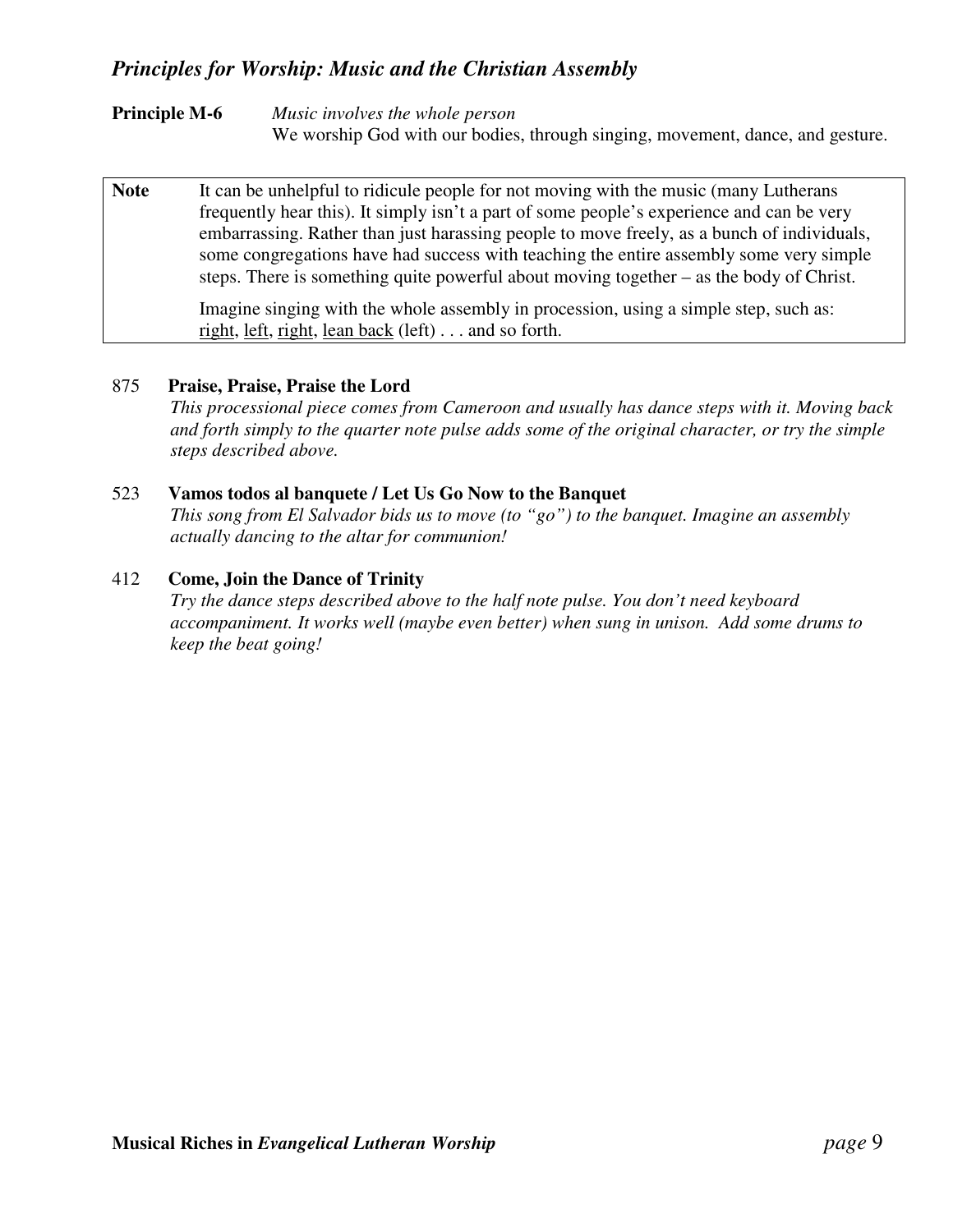## *Principles for Worship: Music and the Christian Assembly*

**Principle M-6** *Music involves the whole person*
We worship God with our bodies, through singing, movement, dance, and gesture.

| **Note** | It can be unhelpful to ridicule people for not moving with the music (many Lutherans frequently hear this). It simply isn't a part of some people's experience and can be very embarrassing. Rather than just harassing people to move freely, as a bunch of individuals, some congregations have had success with teaching the entire assembly some very simple steps. There is something quite powerful about moving together – as the body of Christ.<br><br>Imagine singing with the whole assembly in procession, using a simple step, such as: <u>right</u>, <u>left</u>, <u>right</u>, <u>lean back</u> (left) . . . and so forth. |
|---|---|

875 **Praise, Praise, Praise the Lord**
*This processional piece comes from Cameroon and usually has dance steps with it. Moving back and forth simply to the quarter note pulse adds some of the original character, or try the simple steps described above.*

523 **Vamos todos al banquete / Let Us Go Now to the Banquet**
*This song from El Salvador bids us to move (to "go") to the banquet. Imagine an assembly actually dancing to the altar for communion!*

412 **Come, Join the Dance of Trinity**
*Try the dance steps described above to the half note pulse. You don't need keyboard accompaniment. It works well (maybe even better) when sung in unison. Add some drums to keep the beat going!*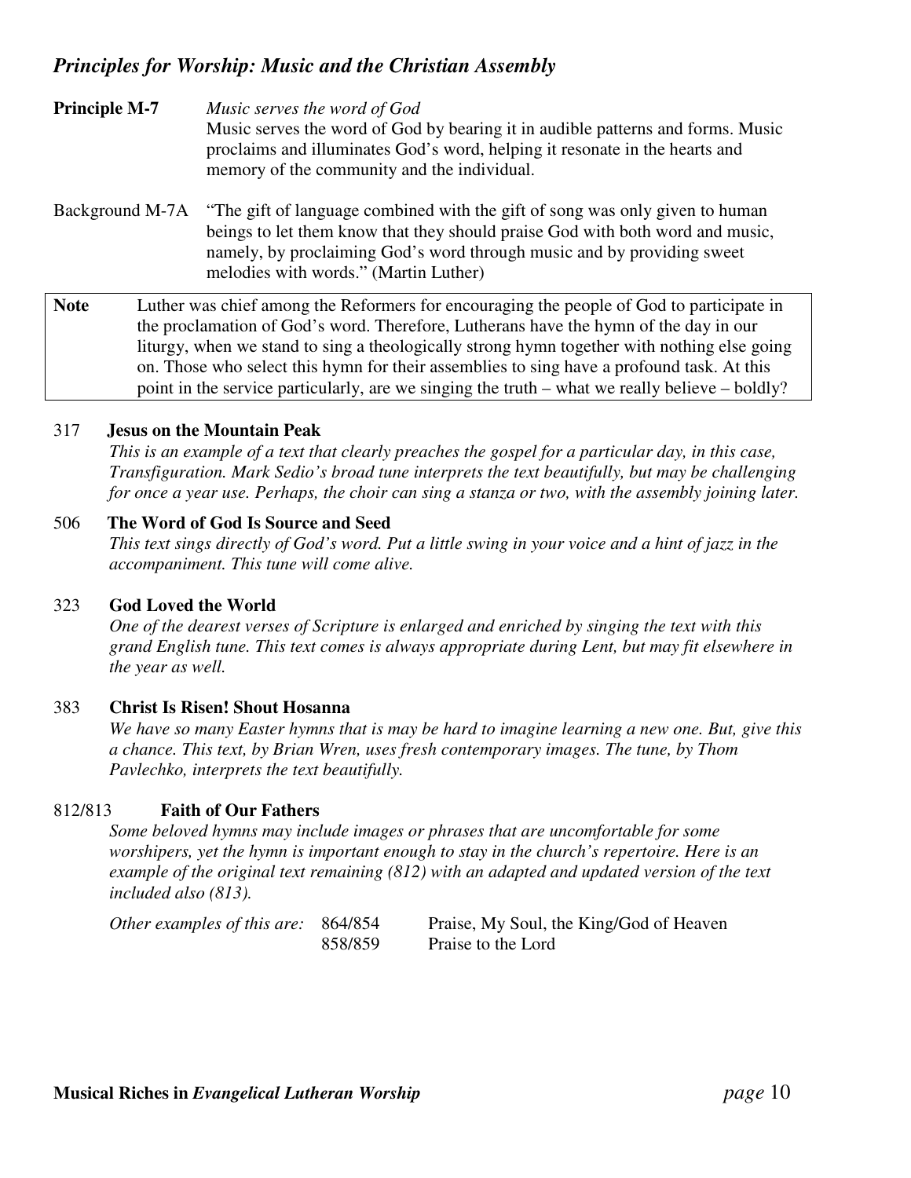## *Principles for Worship: Music and the Christian Assembly*

**Principle M-7** *Music serves the word of God*
Music serves the word of God by bearing it in audible patterns and forms. Music proclaims and illuminates God's word, helping it resonate in the hearts and memory of the community and the individual.

Background M-7A "The gift of language combined with the gift of song was only given to human beings to let them know that they should praise God with both word and music, namely, by proclaiming God's word through music and by providing sweet melodies with words." (Martin Luther)

| **Note** | Luther was chief among the Reformers for encouraging the people of God to participate in the proclamation of God's word. Therefore, Lutherans have the hymn of the day in our liturgy, when we stand to sing a theologically strong hymn together with nothing else going on. Those who select this hymn for their assemblies to sing have a profound task. At this point in the service particularly, are we singing the truth – what we really believe – boldly? |
|---|---|

317 **Jesus on the Mountain Peak**
*This is an example of a text that clearly preaches the gospel for a particular day, in this case, Transfiguration. Mark Sedio's broad tune interprets the text beautifully, but may be challenging for once a year use. Perhaps, the choir can sing a stanza or two, with the assembly joining later.*

506 **The Word of God Is Source and Seed**
*This text sings directly of God's word. Put a little swing in your voice and a hint of jazz in the accompaniment. This tune will come alive.*

323 **God Loved the World**
*One of the dearest verses of Scripture is enlarged and enriched by singing the text with this grand English tune. This text comes is always appropriate during Lent, but may fit elsewhere in the year as well.*

383 **Christ Is Risen! Shout Hosanna**
*We have so many Easter hymns that is may be hard to imagine learning a new one. But, give this a chance. This text, by Brian Wren, uses fresh contemporary images. The tune, by Thom Pavlechko, interprets the text beautifully.*

812/813 **Faith of Our Fathers**
*Some beloved hymns may include images or phrases that are uncomfortable for some worshipers, yet the hymn is important enough to stay in the church's repertoire. Here is an example of the original text remaining (812) with an adapted and updated version of the text included also (813).*

*Other examples of this are:* 864/854 Praise, My Soul, the King/God of Heaven
858/859 Praise to the Lord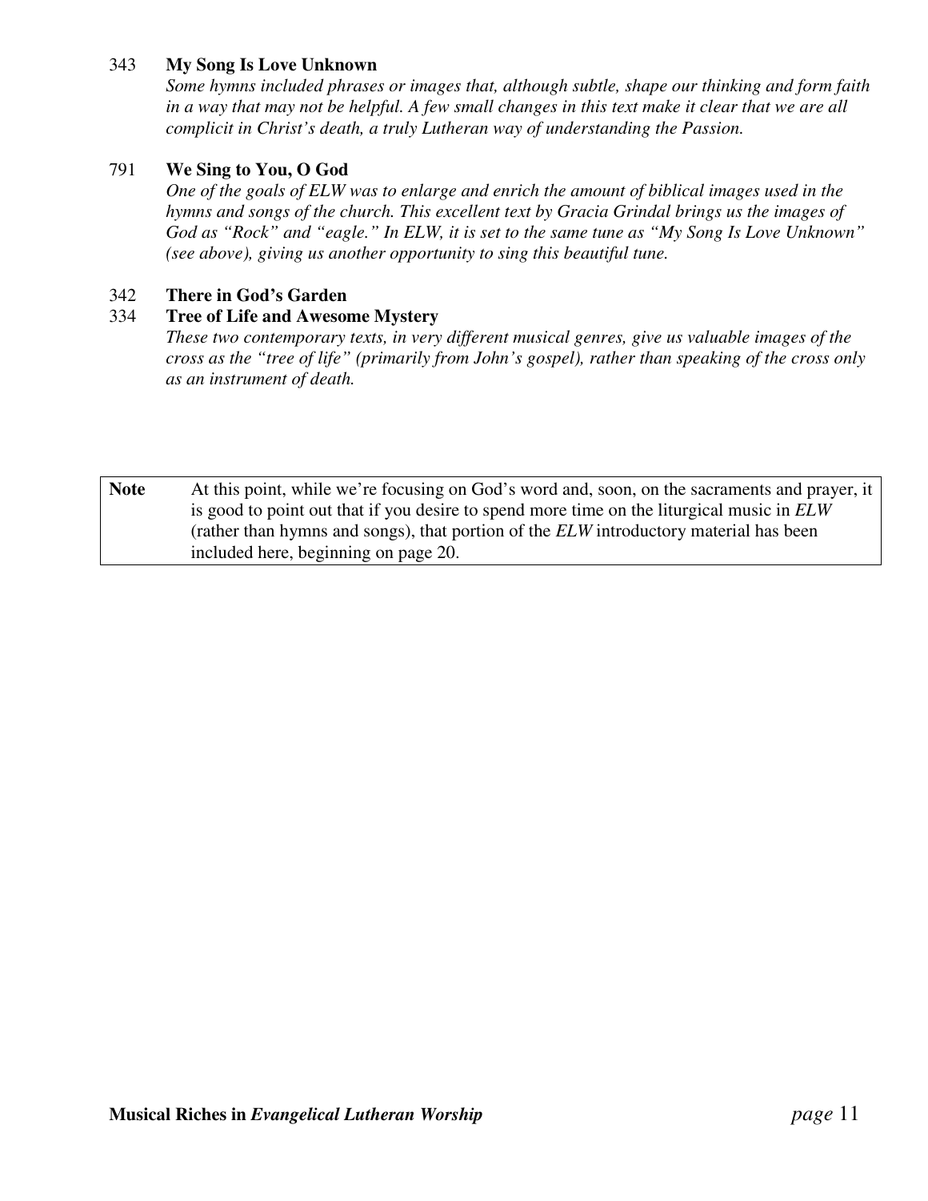343 **My Song Is Love Unknown**

*Some hymns included phrases or images that, although subtle, shape our thinking and form faith in a way that may not be helpful. A few small changes in this text make it clear that we are all complicit in Christ's death, a truly Lutheran way of understanding the Passion.*

791 **We Sing to You, O God**

*One of the goals of ELW was to enlarge and enrich the amount of biblical images used in the hymns and songs of the church. This excellent text by Gracia Grindal brings us the images of God as "Rock" and "eagle." In ELW, it is set to the same tune as "My Song Is Love Unknown" (see above), giving us another opportunity to sing this beautiful tune.*

342 **There in God's Garden**

334 **Tree of Life and Awesome Mystery**

*These two contemporary texts, in very different musical genres, give us valuable images of the cross as the "tree of life" (primarily from John's gospel), rather than speaking of the cross only as an instrument of death.*

| **Note** | At this point, while we're focusing on God's word and, soon, on the sacraments and prayer, it is good to point out that if you desire to spend more time on the liturgical music in *ELW* (rather than hymns and songs), that portion of the *ELW* introductory material has been included here, beginning on page 20. |
| --- | --- |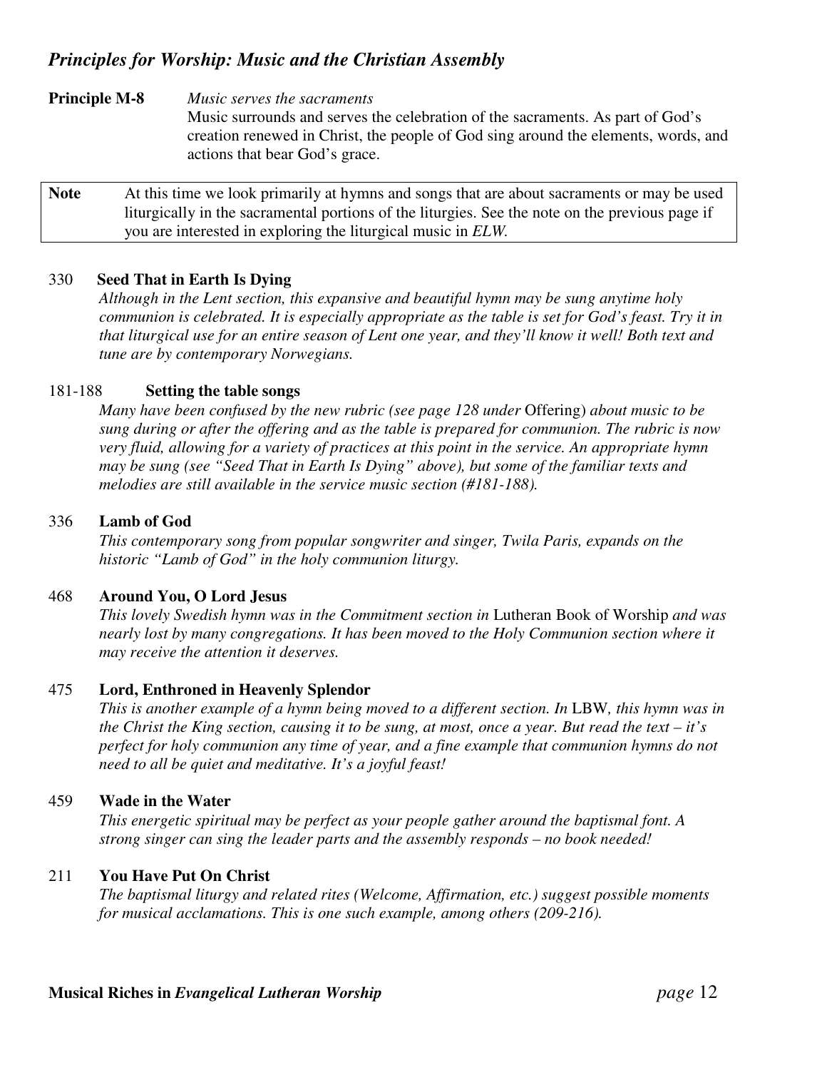## *Principles for Worship: Music and the Christian Assembly*

**Principle M-8** *Music serves the sacraments*
Music surrounds and serves the celebration of the sacraments. As part of God's creation renewed in Christ, the people of God sing around the elements, words, and actions that bear God's grace.

| **Note** | At this time we look primarily at hymns and songs that are about sacraments or may be used liturgically in the sacramental portions of the liturgies. See the note on the previous page if you are interested in exploring the liturgical music in *ELW*. |
|---|---|

330 **Seed That in Earth Is Dying**
*Although in the Lent section, this expansive and beautiful hymn may be sung anytime holy communion is celebrated. It is especially appropriate as the table is set for God's feast. Try it in that liturgical use for an entire season of Lent one year, and they'll know it well! Both text and tune are by contemporary Norwegians.*

181-188 **Setting the table songs**
*Many have been confused by the new rubric (see page 128 under* Offering) *about music to be sung during or after the offering and as the table is prepared for communion. The rubric is now very fluid, allowing for a variety of practices at this point in the service. An appropriate hymn may be sung (see "Seed That in Earth Is Dying" above), but some of the familiar texts and melodies are still available in the service music section (#181-188).*

336 **Lamb of God**
*This contemporary song from popular songwriter and singer, Twila Paris, expands on the historic "Lamb of God" in the holy communion liturgy.*

468 **Around You, O Lord Jesus**
*This lovely Swedish hymn was in the Commitment section in* Lutheran Book of Worship *and was nearly lost by many congregations. It has been moved to the Holy Communion section where it may receive the attention it deserves.*

475 **Lord, Enthroned in Heavenly Splendor**
*This is another example of a hymn being moved to a different section. In* LBW*, this hymn was in the Christ the King section, causing it to be sung, at most, once a year. But read the text – it's perfect for holy communion any time of year, and a fine example that communion hymns do not need to all be quiet and meditative. It's a joyful feast!*

459 **Wade in the Water**
*This energetic spiritual may be perfect as your people gather around the baptismal font. A strong singer can sing the leader parts and the assembly responds – no book needed!*

211 **You Have Put On Christ**
*The baptismal liturgy and related rites (Welcome, Affirmation, etc.) suggest possible moments for musical acclamations. This is one such example, among others (209-216).*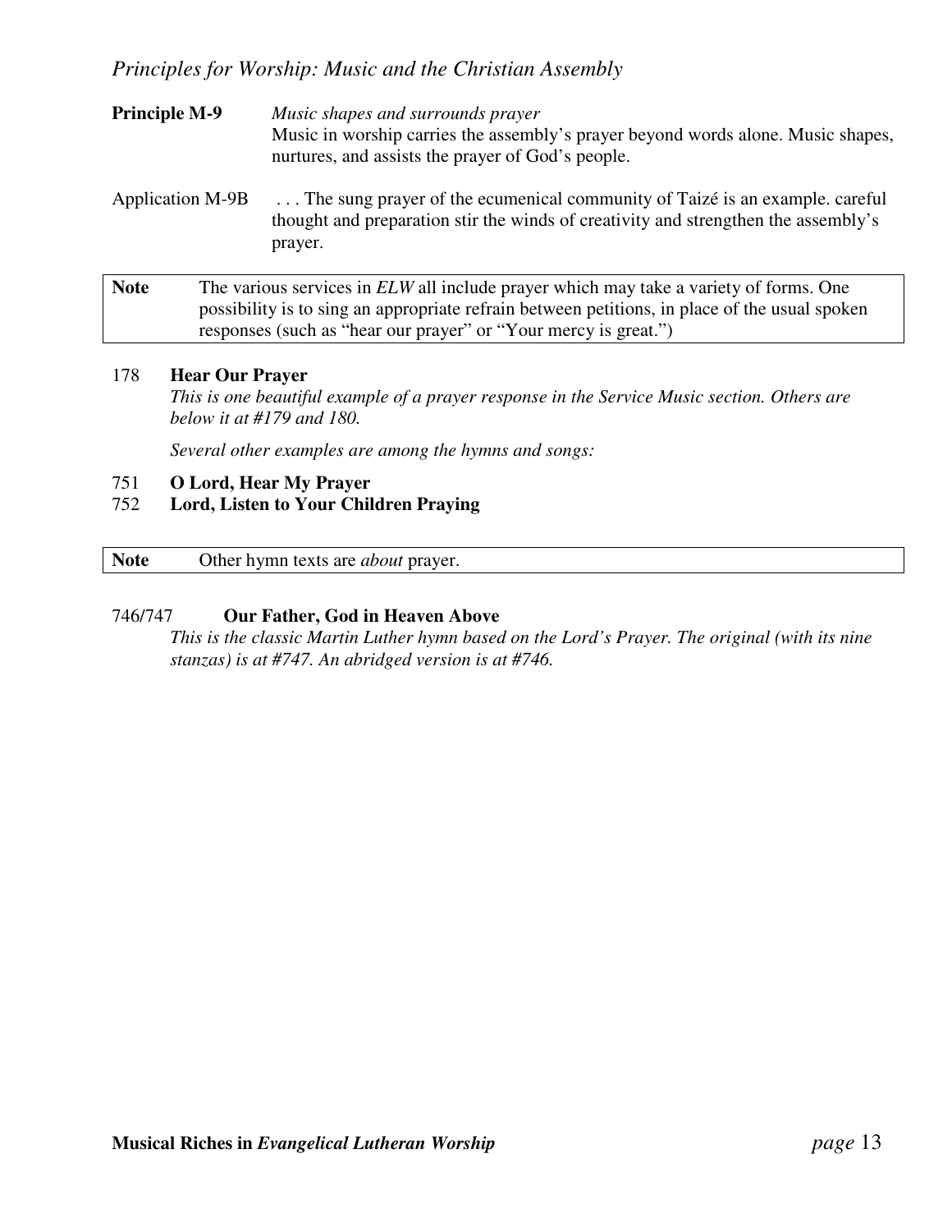*Principles for Worship: Music and the Christian Assembly*

**Principle M-9** *Music shapes and surrounds prayer*
Music in worship carries the assembly's prayer beyond words alone. Music shapes, nurtures, and assists the prayer of God's people.

Application M-9B . . . The sung prayer of the ecumenical community of Taizé is an example. careful thought and preparation stir the winds of creativity and strengthen the assembly's prayer.

| **Note** | The various services in *ELW* all include prayer which may take a variety of forms. One possibility is to sing an appropriate refrain between petitions, in place of the usual spoken responses (such as "hear our prayer" or "Your mercy is great.") |
|---|---|

178 **Hear Our Prayer**
*This is one beautiful example of a prayer response in the Service Music section. Others are below it at #179 and 180.*

*Several other examples are among the hymns and songs:*

751 **O Lord, Hear My Prayer**
752 **Lord, Listen to Your Children Praying**

| **Note** | Other hymn texts are *about* prayer. |
|---|---|

746/747 **Our Father, God in Heaven Above**
*This is the classic Martin Luther hymn based on the Lord's Prayer. The original (with its nine stanzas) is at #747. An abridged version is at #746.*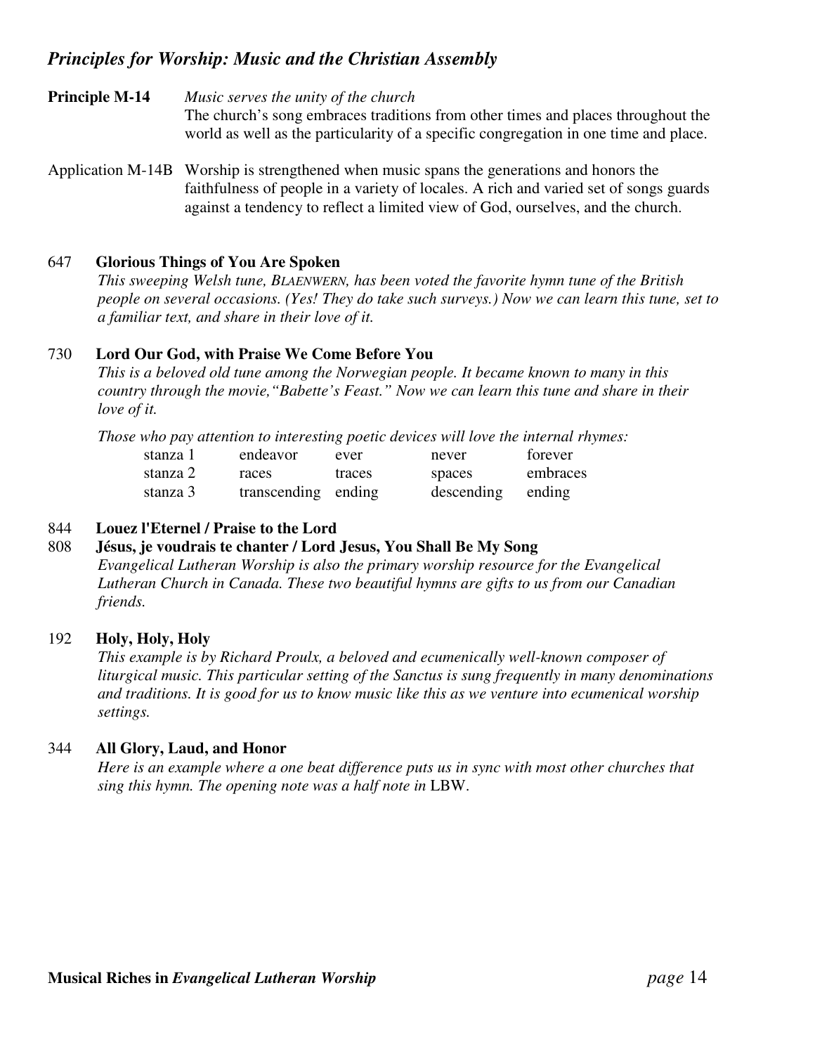## *Principles for Worship: Music and the Christian Assembly*

**Principle M-14** *Music serves the unity of the church*
The church's song embraces traditions from other times and places throughout the world as well as the particularity of a specific congregation in one time and place.

Application M-14B Worship is strengthened when music spans the generations and honors the faithfulness of people in a variety of locales. A rich and varied set of songs guards against a tendency to reflect a limited view of God, ourselves, and the church.

647 **Glorious Things of You Are Spoken**

*This sweeping Welsh tune, BLAENWERN, has been voted the favorite hymn tune of the British people on several occasions. (Yes! They do take such surveys.) Now we can learn this tune, set to a familiar text, and share in their love of it.*

730 **Lord Our God, with Praise We Come Before You**

*This is a beloved old tune among the Norwegian people. It became known to many in this country through the movie, "Babette's Feast." Now we can learn this tune and share in their love of it.*

*Those who pay attention to interesting poetic devices will love the internal rhymes:*

| | | | | |
|---|---|---|---|---|
| stanza 1 | endeavor | ever | never | forever |
| stanza 2 | races | traces | spaces | embraces |
| stanza 3 | transcending | ending | descending | ending |

844 **Louez l'Eternel / Praise to the Lord**

808 **Jésus, je voudrais te chanter / Lord Jesus, You Shall Be My Song**

*Evangelical Lutheran Worship is also the primary worship resource for the Evangelical Lutheran Church in Canada. These two beautiful hymns are gifts to us from our Canadian friends.*

192 **Holy, Holy, Holy**

*This example is by Richard Proulx, a beloved and ecumenically well-known composer of liturgical music. This particular setting of the Sanctus is sung frequently in many denominations and traditions. It is good for us to know music like this as we venture into ecumenical worship settings.*

344 **All Glory, Laud, and Honor**

*Here is an example where a one beat difference puts us in sync with most other churches that sing this hymn. The opening note was a half note in* LBW.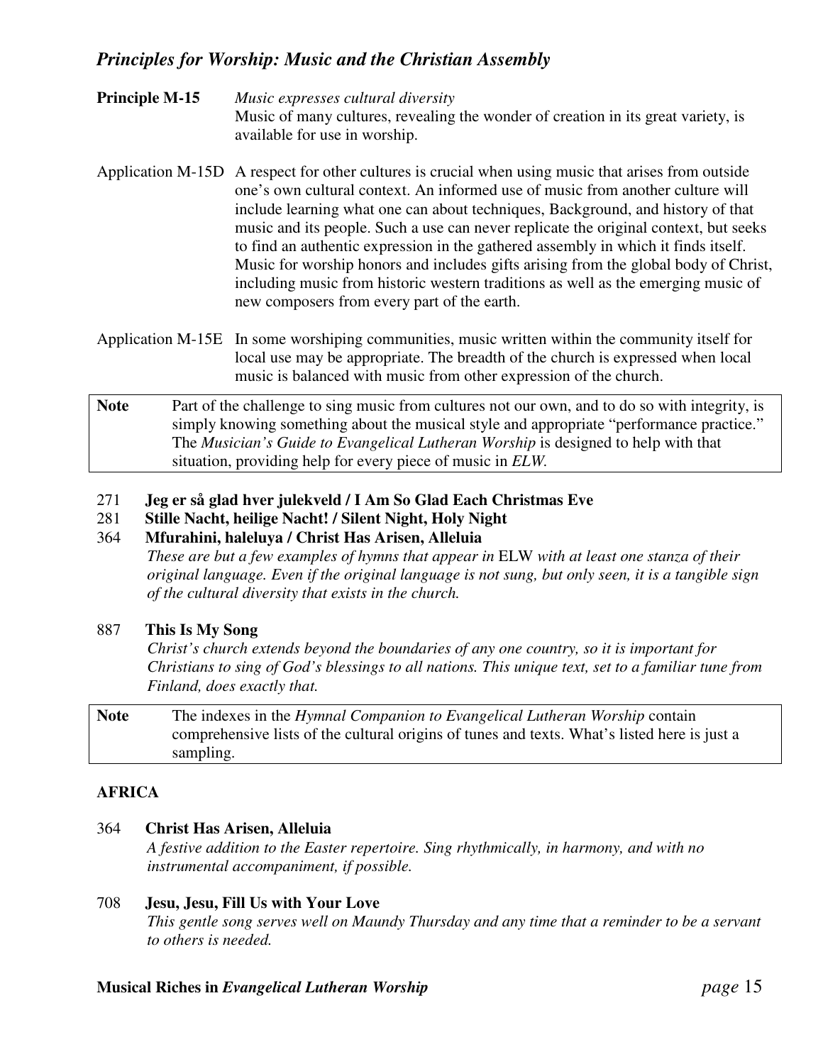## *Principles for Worship: Music and the Christian Assembly*

**Principle M-15** *Music expresses cultural diversity*
Music of many cultures, revealing the wonder of creation in its great variety, is available for use in worship.

Application M-15D A respect for other cultures is crucial when using music that arises from outside one's own cultural context. An informed use of music from another culture will include learning what one can about techniques, Background, and history of that music and its people. Such a use can never replicate the original context, but seeks to find an authentic expression in the gathered assembly in which it finds itself. Music for worship honors and includes gifts arising from the global body of Christ, including music from historic western traditions as well as the emerging music of new composers from every part of the earth.

Application M-15E In some worshiping communities, music written within the community itself for local use may be appropriate. The breadth of the church is expressed when local music is balanced with music from other expression of the church.

| **Note** | Part of the challenge to sing music from cultures not our own, and to do so with integrity, is simply knowing something about the musical style and appropriate "performance practice." The *Musician's Guide to Evangelical Lutheran Worship* is designed to help with that situation, providing help for every piece of music in *ELW*. |
|---|---|

271 **Jeg er så glad hver julekveld / I Am So Glad Each Christmas Eve**
281 **Stille Nacht, heilige Nacht! / Silent Night, Holy Night**
364 **Mfurahini, haleluya / Christ Has Arisen, Alleluia**
*These are but a few examples of hymns that appear in* ELW *with at least one stanza of their original language. Even if the original language is not sung, but only seen, it is a tangible sign of the cultural diversity that exists in the church.*

887 **This Is My Song**
*Christ's church extends beyond the boundaries of any one country, so it is important for Christians to sing of God's blessings to all nations. This unique text, set to a familiar tune from Finland, does exactly that.*

| **Note** | The indexes in the *Hymnal Companion to Evangelical Lutheran Worship* contain comprehensive lists of the cultural origins of tunes and texts. What's listed here is just a sampling. |
|---|---|

### AFRICA

364 **Christ Has Arisen, Alleluia**
*A festive addition to the Easter repertoire. Sing rhythmically, in harmony, and with no instrumental accompaniment, if possible.*

708 **Jesu, Jesu, Fill Us with Your Love**
*This gentle song serves well on Maundy Thursday and any time that a reminder to be a servant to others is needed.*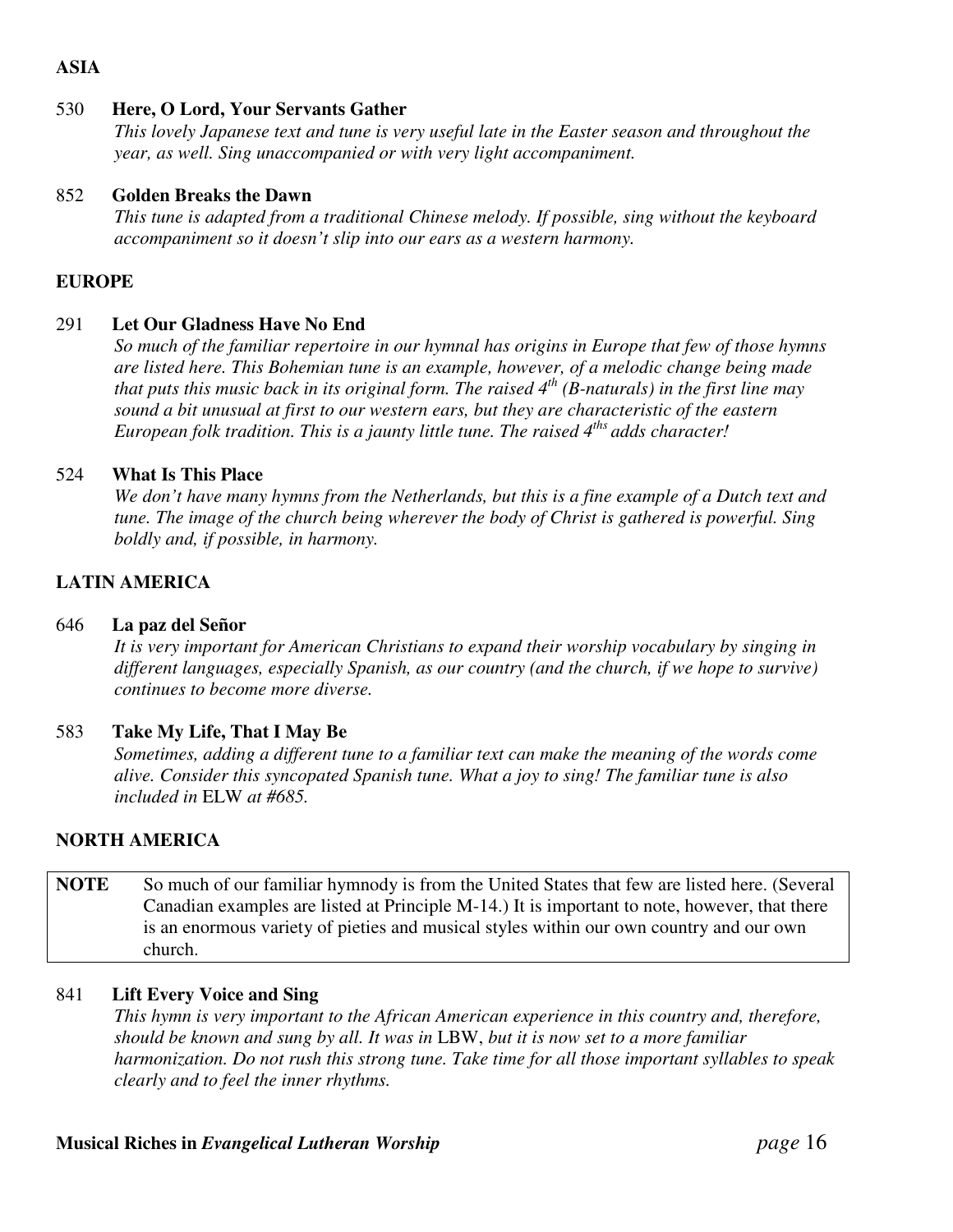**ASIA**

530 **Here, O Lord, Your Servants Gather**

*This lovely Japanese text and tune is very useful late in the Easter season and throughout the year, as well. Sing unaccompanied or with very light accompaniment.*

852 **Golden Breaks the Dawn**

*This tune is adapted from a traditional Chinese melody. If possible, sing without the keyboard accompaniment so it doesn't slip into our ears as a western harmony.*

**EUROPE**

291 **Let Our Gladness Have No End**

*So much of the familiar repertoire in our hymnal has origins in Europe that few of those hymns are listed here. This Bohemian tune is an example, however, of a melodic change being made that puts this music back in its original form. The raised 4th (B-naturals) in the first line may sound a bit unusual at first to our western ears, but they are characteristic of the eastern European folk tradition. This is a jaunty little tune. The raised 4ths adds character!*

524 **What Is This Place**

*We don't have many hymns from the Netherlands, but this is a fine example of a Dutch text and tune. The image of the church being wherever the body of Christ is gathered is powerful. Sing boldly and, if possible, in harmony.*

**LATIN AMERICA**

646 **La paz del Señor**

*It is very important for American Christians to expand their worship vocabulary by singing in different languages, especially Spanish, as our country (and the church, if we hope to survive) continues to become more diverse.*

583 **Take My Life, That I May Be**

*Sometimes, adding a different tune to a familiar text can make the meaning of the words come alive. Consider this syncopated Spanish tune. What a joy to sing! The familiar tune is also included in* ELW *at #685.*

**NORTH AMERICA**

| **NOTE** | So much of our familiar hymnody is from the United States that few are listed here. (Several Canadian examples are listed at Principle M-14.) It is important to note, however, that there is an enormous variety of pieties and musical styles within our own country and our own church. |
|---|---|

841 **Lift Every Voice and Sing**

*This hymn is very important to the African American experience in this country and, therefore, should be known and sung by all. It was in* LBW, *but it is now set to a more familiar harmonization. Do not rush this strong tune. Take time for all those important syllables to speak clearly and to feel the inner rhythms.*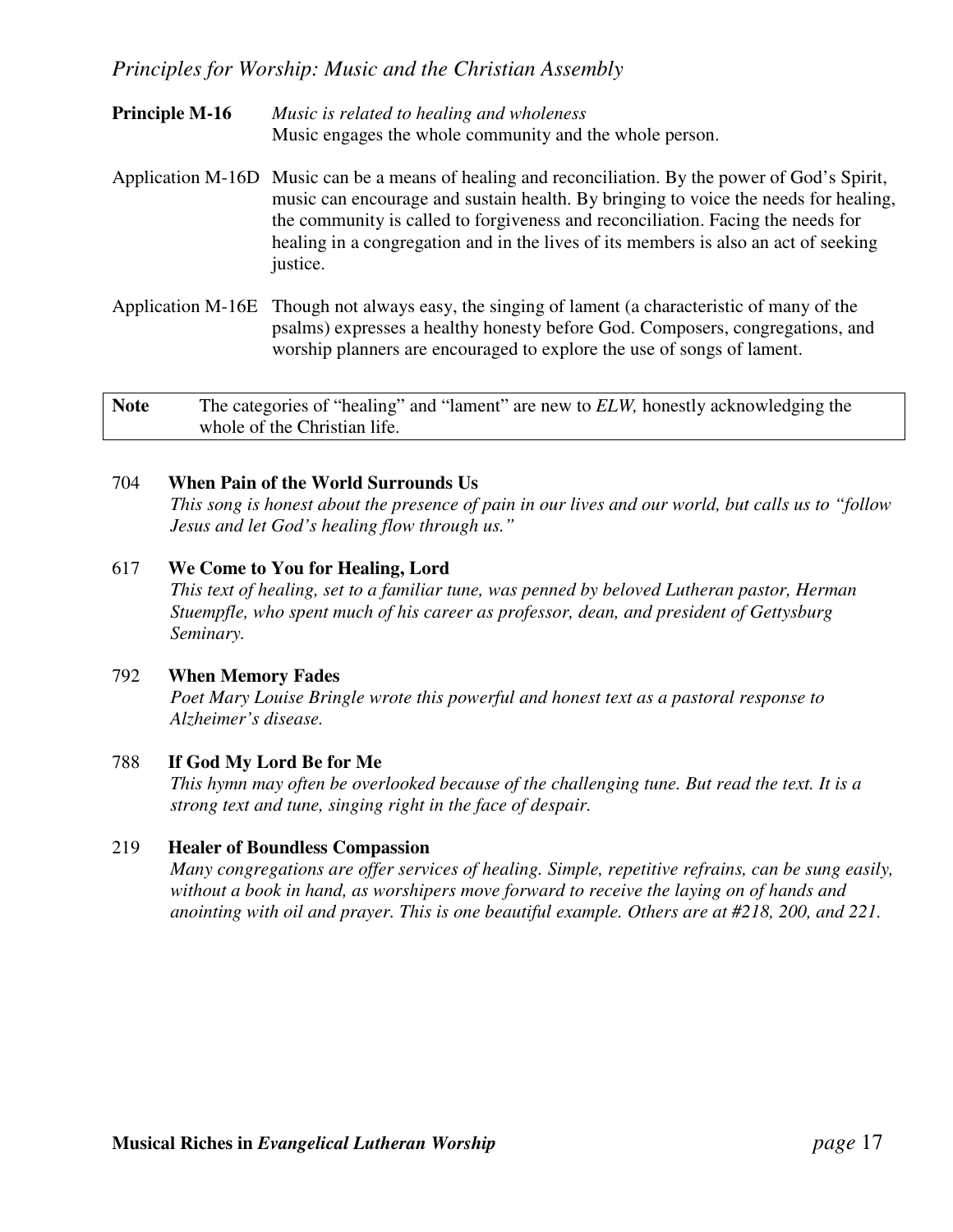*Principles for Worship: Music and the Christian Assembly*

**Principle M-16** *Music is related to healing and wholeness*
Music engages the whole community and the whole person.

Application M-16D Music can be a means of healing and reconciliation. By the power of God's Spirit, music can encourage and sustain health. By bringing to voice the needs for healing, the community is called to forgiveness and reconciliation. Facing the needs for healing in a congregation and in the lives of its members is also an act of seeking justice.

Application M-16E Though not always easy, the singing of lament (a characteristic of many of the psalms) expresses a healthy honesty before God. Composers, congregations, and worship planners are encouraged to explore the use of songs of lament.

| **Note** | The categories of "healing" and "lament" are new to *ELW,* honestly acknowledging the whole of the Christian life. |
|---|---|

704 **When Pain of the World Surrounds Us**
*This song is honest about the presence of pain in our lives and our world, but calls us to "follow Jesus and let God's healing flow through us."*

617 **We Come to You for Healing, Lord**
*This text of healing, set to a familiar tune, was penned by beloved Lutheran pastor, Herman Stuempfle, who spent much of his career as professor, dean, and president of Gettysburg Seminary.*

792 **When Memory Fades**
*Poet Mary Louise Bringle wrote this powerful and honest text as a pastoral response to Alzheimer's disease.*

788 **If God My Lord Be for Me**
*This hymn may often be overlooked because of the challenging tune. But read the text. It is a strong text and tune, singing right in the face of despair.*

219 **Healer of Boundless Compassion**
*Many congregations are offer services of healing. Simple, repetitive refrains, can be sung easily, without a book in hand, as worshipers move forward to receive the laying on of hands and anointing with oil and prayer. This is one beautiful example. Others are at #218, 200, and 221.*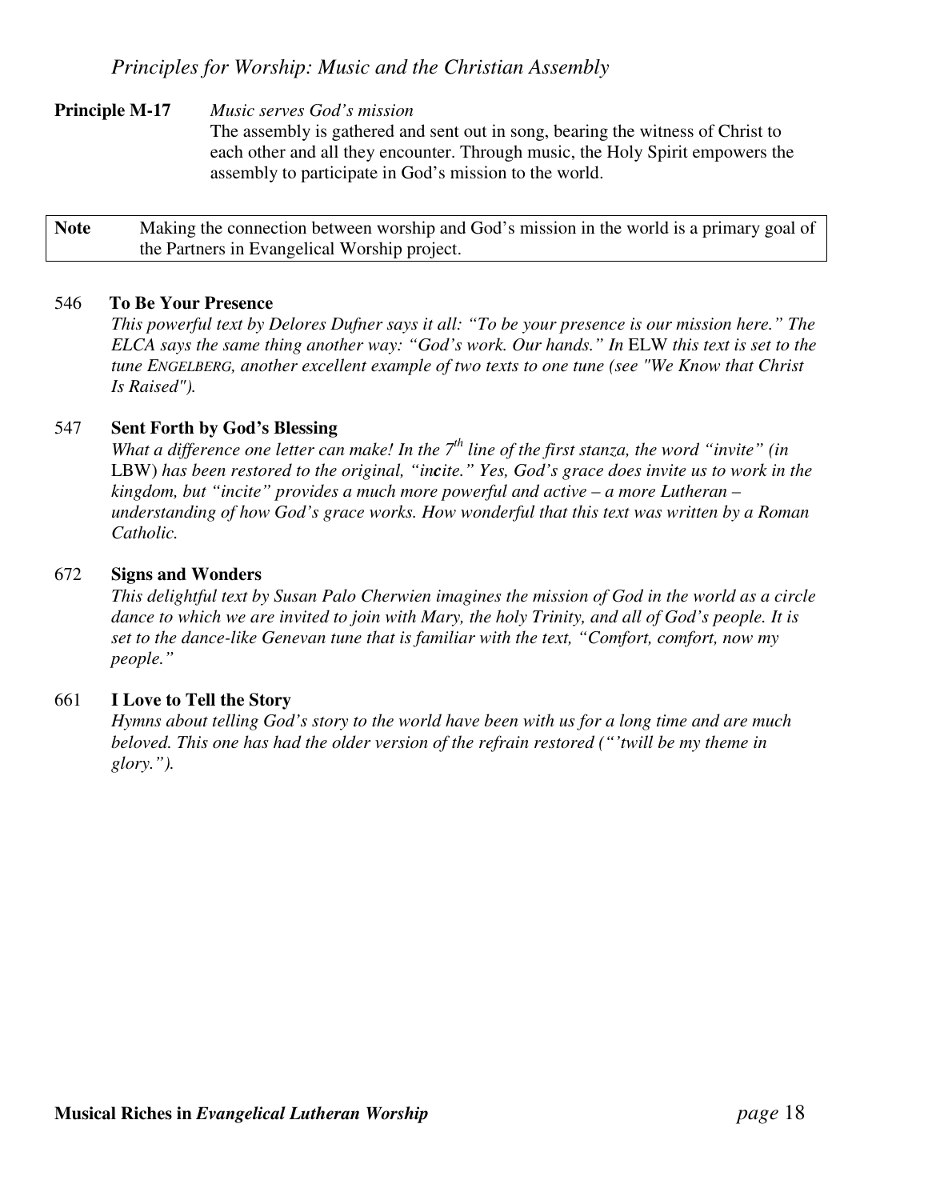*Principles for Worship: Music and the Christian Assembly*

**Principle M-17** *Music serves God's mission*
The assembly is gathered and sent out in song, bearing the witness of Christ to each other and all they encounter. Through music, the Holy Spirit empowers the assembly to participate in God's mission to the world.

| **Note** | Making the connection between worship and God's mission in the world is a primary goal of the Partners in Evangelical Worship project. |
|---|---|

546 **To Be Your Presence**
*This powerful text by Delores Dufner says it all: "To be your presence is our mission here." The ELCA says the same thing another way: "God's work. Our hands." In* ELW *this text is set to the tune* ENGELBERG, *another excellent example of two texts to one tune (see "We Know that Christ Is Raised").*

547 **Sent Forth by God's Blessing**
*What a difference one letter can make! In the 7th line of the first stanza, the word "invite" (in* LBW*) has been restored to the original, "in**c**ite." Yes, God's grace does invite us to work in the kingdom, but "incite" provides a much more powerful and active – a more Lutheran – understanding of how God's grace works. How wonderful that this text was written by a Roman Catholic.*

672 **Signs and Wonders**
*This delightful text by Susan Palo Cherwien imagines the mission of God in the world as a circle dance to which we are invited to join with Mary, the holy Trinity, and all of God's people. It is set to the dance-like Genevan tune that is familiar with the text, "Comfort, comfort, now my people."*

661 **I Love to Tell the Story**
*Hymns about telling God's story to the world have been with us for a long time and are much beloved. This one has had the older version of the refrain restored ("'twill be my theme in glory.").*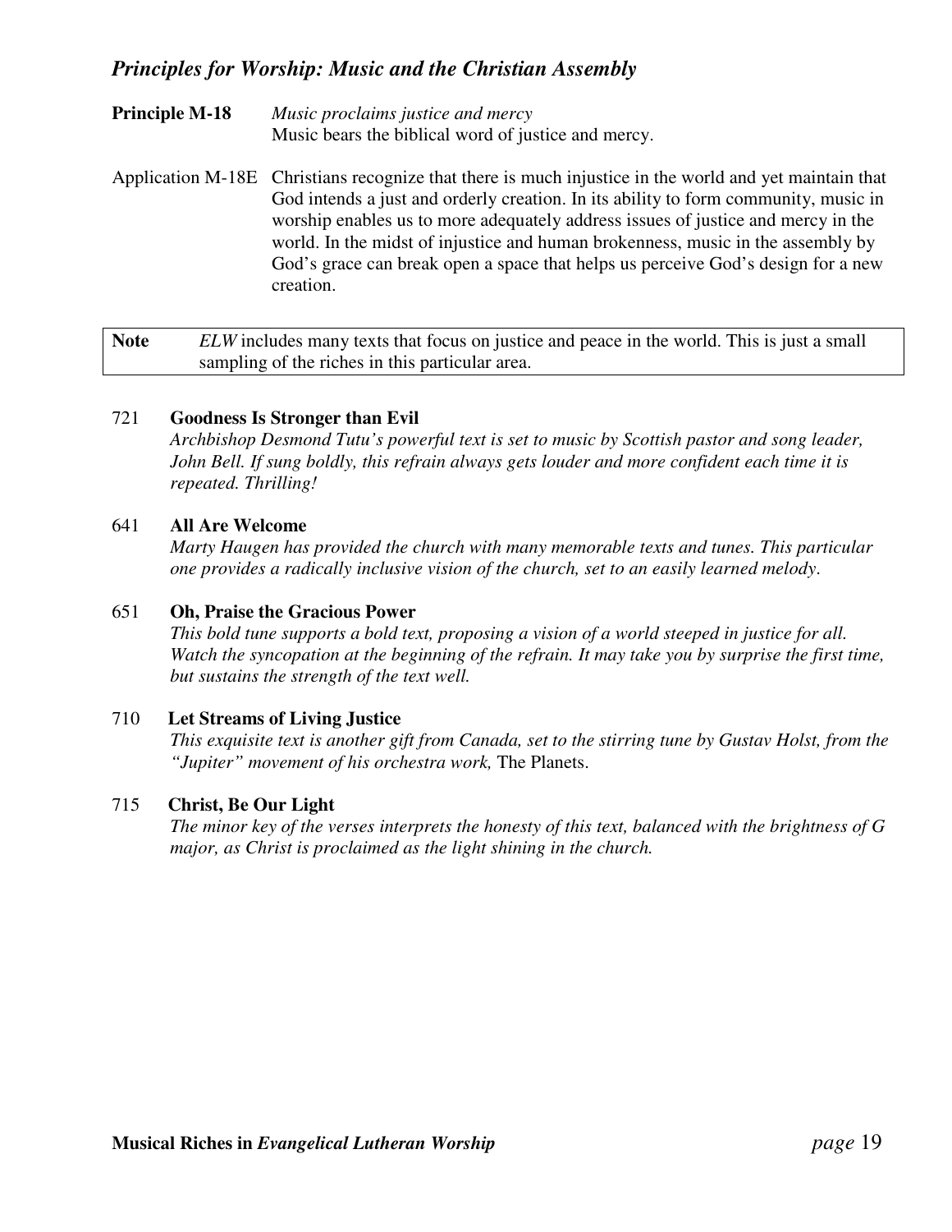## *Principles for Worship: Music and the Christian Assembly*

**Principle M-18** *Music proclaims justice and mercy*
Music bears the biblical word of justice and mercy.

Application M-18E Christians recognize that there is much injustice in the world and yet maintain that God intends a just and orderly creation. In its ability to form community, music in worship enables us to more adequately address issues of justice and mercy in the world. In the midst of injustice and human brokenness, music in the assembly by God's grace can break open a space that helps us perceive God's design for a new creation.

| **Note** | *ELW* includes many texts that focus on justice and peace in the world. This is just a small sampling of the riches in this particular area. |
|---|---|

721 **Goodness Is Stronger than Evil**
*Archbishop Desmond Tutu's powerful text is set to music by Scottish pastor and song leader, John Bell. If sung boldly, this refrain always gets louder and more confident each time it is repeated. Thrilling!*

641 **All Are Welcome**
*Marty Haugen has provided the church with many memorable texts and tunes. This particular one provides a radically inclusive vision of the church, set to an easily learned melody*.

651 **Oh, Praise the Gracious Power**
*This bold tune supports a bold text, proposing a vision of a world steeped in justice for all. Watch the syncopation at the beginning of the refrain. It may take you by surprise the first time, but sustains the strength of the text well.*

710 **Let Streams of Living Justice**
*This exquisite text is another gift from Canada, set to the stirring tune by Gustav Holst, from the "Jupiter" movement of his orchestra work,* The Planets.

715 **Christ, Be Our Light**
*The minor key of the verses interprets the honesty of this text, balanced with the brightness of G major, as Christ is proclaimed as the light shining in the church.*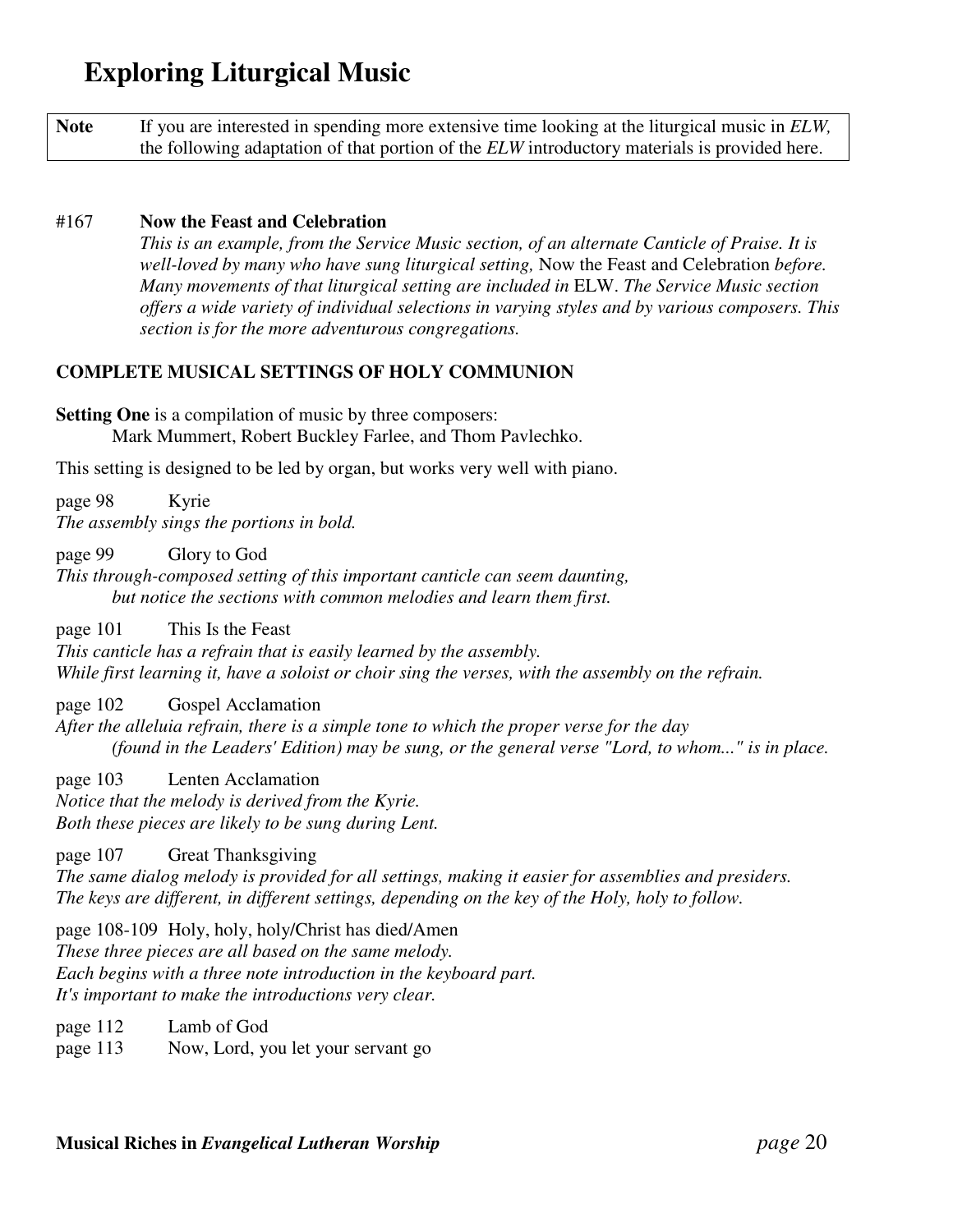# Exploring Liturgical Music

| **Note** | If you are interested in spending more extensive time looking at the liturgical music in *ELW,* the following adaptation of that portion of the *ELW* introductory materials is provided here. |
|---|---|

#167 **Now the Feast and Celebration**

*This is an example, from the Service Music section, of an alternate Canticle of Praise. It is well-loved by many who have sung liturgical setting,* Now the Feast and Celebration *before. Many movements of that liturgical setting are included in* ELW. *The Service Music section offers a wide variety of individual selections in varying styles and by various composers. This section is for the more adventurous congregations.*

**COMPLETE MUSICAL SETTINGS OF HOLY COMMUNION**

**Setting One** is a compilation of music by three composers:
Mark Mummert, Robert Buckley Farlee, and Thom Pavlechko.

This setting is designed to be led by organ, but works very well with piano.

page 98 Kyrie
*The assembly sings the portions in bold.*

page 99 Glory to God
*This through-composed setting of this important canticle can seem daunting, but notice the sections with common melodies and learn them first.*

page 101 This Is the Feast
*This canticle has a refrain that is easily learned by the assembly.*
*While first learning it, have a soloist or choir sing the verses, with the assembly on the refrain.*

page 102 Gospel Acclamation
*After the alleluia refrain, there is a simple tone to which the proper verse for the day (found in the Leaders' Edition) may be sung, or the general verse "Lord, to whom..." is in place.*

page 103 Lenten Acclamation
*Notice that the melody is derived from the Kyrie.*
*Both these pieces are likely to be sung during Lent.*

page 107 Great Thanksgiving
*The same dialog melody is provided for all settings, making it easier for assemblies and presiders.*
*The keys are different, in different settings, depending on the key of the Holy, holy to follow.*

page 108-109 Holy, holy, holy/Christ has died/Amen
*These three pieces are all based on the same melody.*
*Each begins with a three note introduction in the keyboard part.*
*It's important to make the introductions very clear.*

page 112 Lamb of God
page 113 Now, Lord, you let your servant go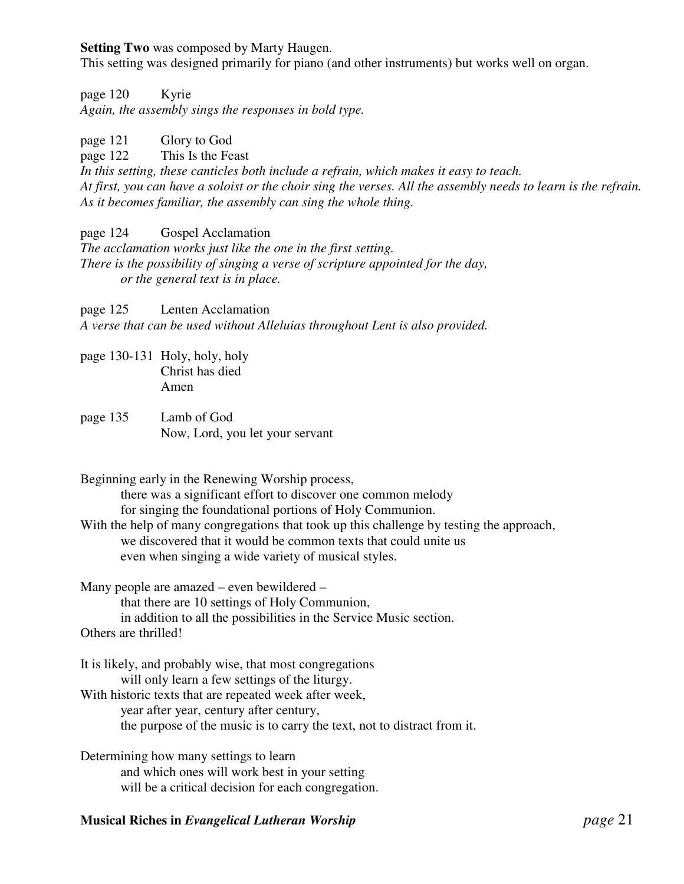**Setting Two** was composed by Marty Haugen.
This setting was designed primarily for piano (and other instruments) but works well on organ.

page 120 Kyrie
*Again, the assembly sings the responses in bold type.*

page 121 Glory to God
page 122 This Is the Feast
*In this setting, these canticles both include a refrain, which makes it easy to teach.*
*At first, you can have a soloist or the choir sing the verses. All the assembly needs to learn is the refrain.*
*As it becomes familiar, the assembly can sing the whole thing.*

page 124 Gospel Acclamation
*The acclamation works just like the one in the first setting.*
*There is the possibility of singing a verse of scripture appointed for the day,*
*or the general text is in place.*

page 125 Lenten Acclamation
*A verse that can be used without Alleluias throughout Lent is also provided.*

page 130-131 Holy, holy, holy
Christ has died
Amen

page 135 Lamb of God
Now, Lord, you let your servant

Beginning early in the Renewing Worship process,
there was a significant effort to discover one common melody
for singing the foundational portions of Holy Communion.
With the help of many congregations that took up this challenge by testing the approach,
we discovered that it would be common texts that could unite us
even when singing a wide variety of musical styles.

Many people are amazed – even bewildered –
that there are 10 settings of Holy Communion,
in addition to all the possibilities in the Service Music section.
Others are thrilled!

It is likely, and probably wise, that most congregations
will only learn a few settings of the liturgy.
With historic texts that are repeated week after week,
year after year, century after century,
the purpose of the music is to carry the text, not to distract from it.

Determining how many settings to learn
and which ones will work best in your setting
will be a critical decision for each congregation.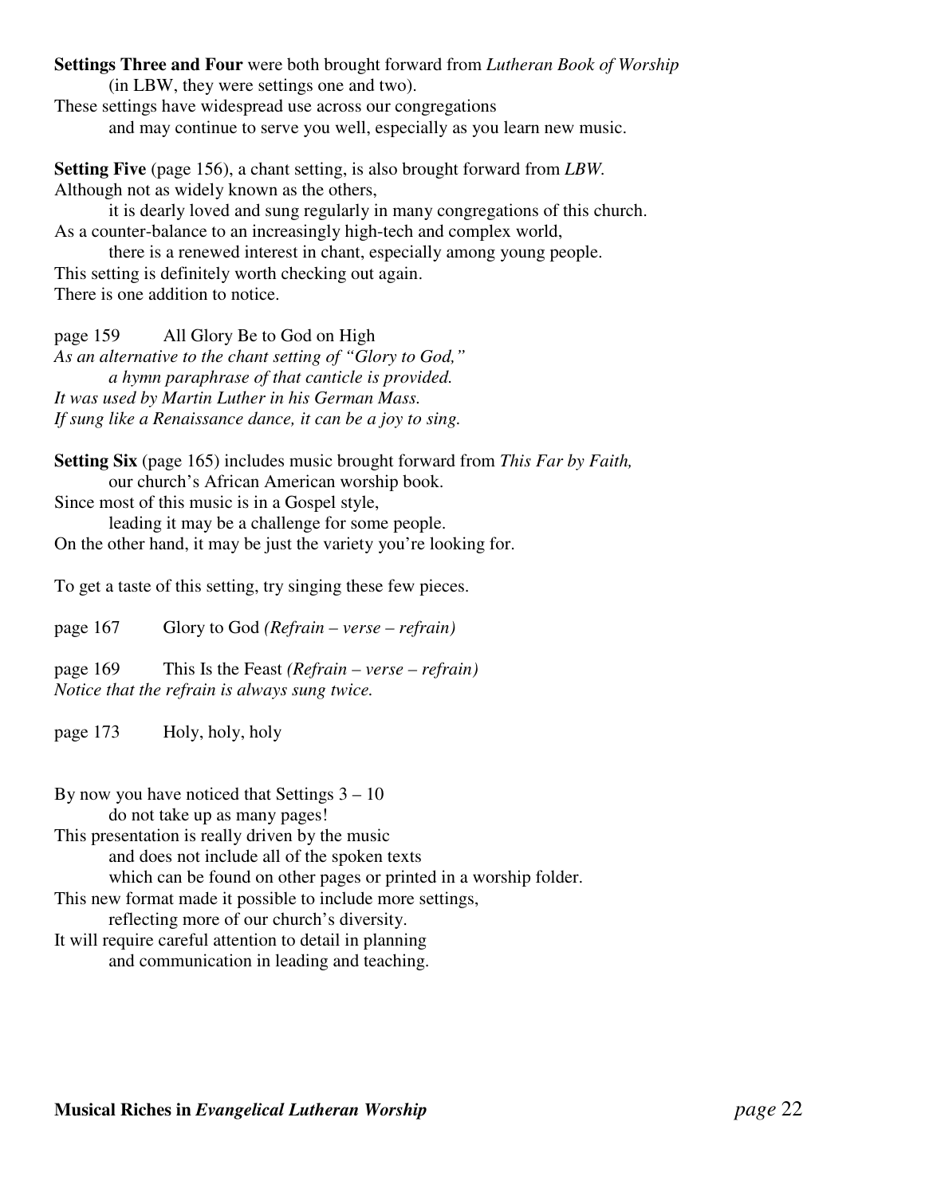**Settings Three and Four** were both brought forward from *Lutheran Book of Worship*
(in LBW, they were settings one and two).
These settings have widespread use across our congregations
and may continue to serve you well, especially as you learn new music.

**Setting Five** (page 156), a chant setting, is also brought forward from *LBW.*
Although not as widely known as the others,
it is dearly loved and sung regularly in many congregations of this church.
As a counter-balance to an increasingly high-tech and complex world,
there is a renewed interest in chant, especially among young people.
This setting is definitely worth checking out again.
There is one addition to notice.

page 159 All Glory Be to God on High
*As an alternative to the chant setting of "Glory to God,"*
*a hymn paraphrase of that canticle is provided.*
*It was used by Martin Luther in his German Mass.*
*If sung like a Renaissance dance, it can be a joy to sing.*

**Setting Six** (page 165) includes music brought forward from *This Far by Faith,*
our church's African American worship book.
Since most of this music is in a Gospel style,
leading it may be a challenge for some people.
On the other hand, it may be just the variety you're looking for.

To get a taste of this setting, try singing these few pieces.

page 167 Glory to God *(Refrain – verse – refrain)*

page 169 This Is the Feast *(Refrain – verse – refrain)*
*Notice that the refrain is always sung twice.*

page 173 Holy, holy, holy

By now you have noticed that Settings 3 – 10
do not take up as many pages!
This presentation is really driven by the music
and does not include all of the spoken texts
which can be found on other pages or printed in a worship folder.
This new format made it possible to include more settings,
reflecting more of our church's diversity.
It will require careful attention to detail in planning
and communication in leading and teaching.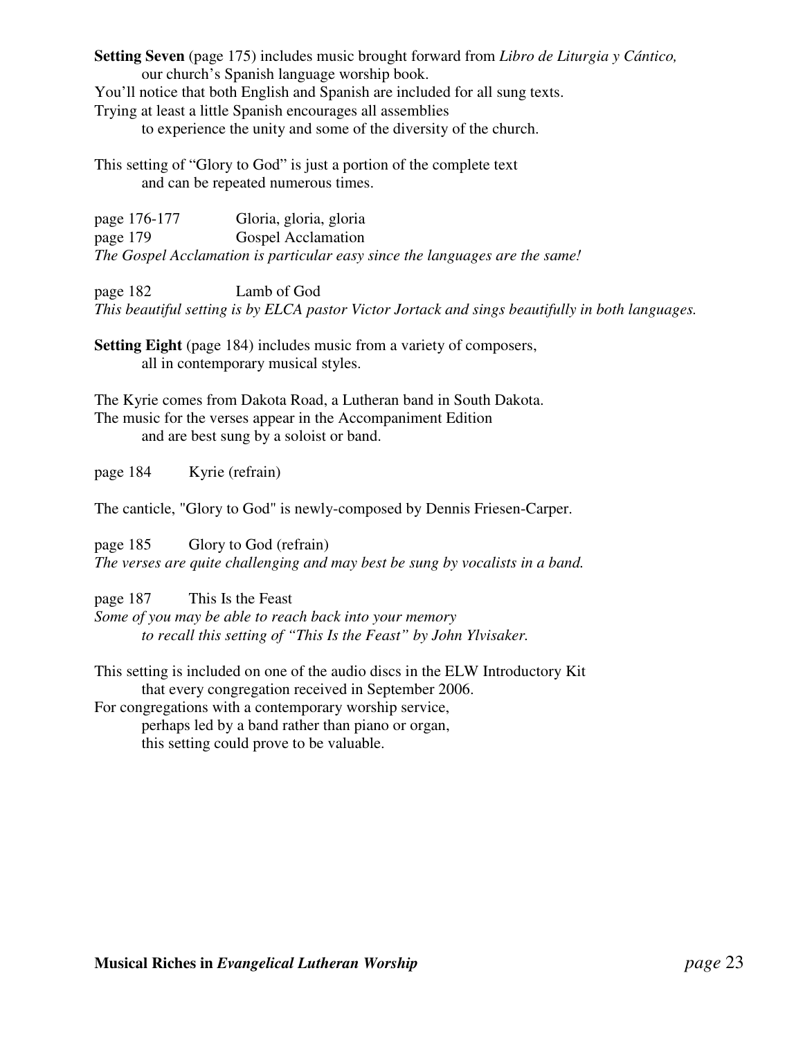**Setting Seven** (page 175) includes music brought forward from *Libro de Liturgia y Cántico,* our church's Spanish language worship book.
You'll notice that both English and Spanish are included for all sung texts.
Trying at least a little Spanish encourages all assemblies to experience the unity and some of the diversity of the church.

This setting of "Glory to God" is just a portion of the complete text and can be repeated numerous times.

page 176-177 Gloria, gloria, gloria
page 179 Gospel Acclamation
*The Gospel Acclamation is particular easy since the languages are the same!*

page 182 Lamb of God
*This beautiful setting is by ELCA pastor Victor Jortack and sings beautifully in both languages.*

**Setting Eight** (page 184) includes music from a variety of composers, all in contemporary musical styles.

The Kyrie comes from Dakota Road, a Lutheran band in South Dakota.
The music for the verses appear in the Accompaniment Edition and are best sung by a soloist or band.

page 184 Kyrie (refrain)

The canticle, "Glory to God" is newly-composed by Dennis Friesen-Carper.

page 185 Glory to God (refrain)
*The verses are quite challenging and may best be sung by vocalists in a band.*

page 187 This Is the Feast
*Some of you may be able to reach back into your memory to recall this setting of "This Is the Feast" by John Ylvisaker.*

This setting is included on one of the audio discs in the ELW Introductory Kit that every congregation received in September 2006.
For congregations with a contemporary worship service, perhaps led by a band rather than piano or organ, this setting could prove to be valuable.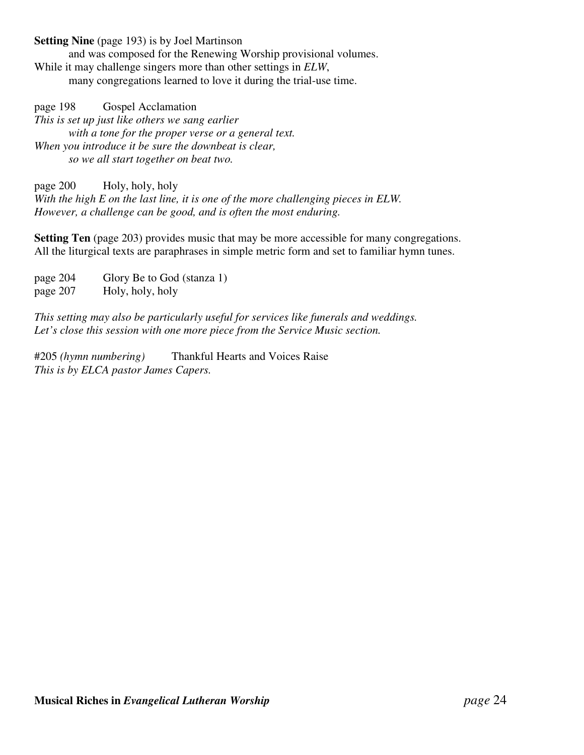**Setting Nine** (page 193) is by Joel Martinson
and was composed for the Renewing Worship provisional volumes.
While it may challenge singers more than other settings in *ELW*,
many congregations learned to love it during the trial-use time.

page 198 Gospel Acclamation
*This is set up just like others we sang earlier*
*with a tone for the proper verse or a general text.*
*When you introduce it be sure the downbeat is clear,*
*so we all start together on beat two.*

page 200 Holy, holy, holy
*With the high E on the last line, it is one of the more challenging pieces in ELW.*
*However, a challenge can be good, and is often the most enduring.*

**Setting Ten** (page 203) provides music that may be more accessible for many congregations.
All the liturgical texts are paraphrases in simple metric form and set to familiar hymn tunes.

page 204 Glory Be to God (stanza 1)
page 207 Holy, holy, holy

*This setting may also be particularly useful for services like funerals and weddings.*
*Let's close this session with one more piece from the Service Music section.*

#205 *(hymn numbering)* Thankful Hearts and Voices Raise
*This is by ELCA pastor James Capers.*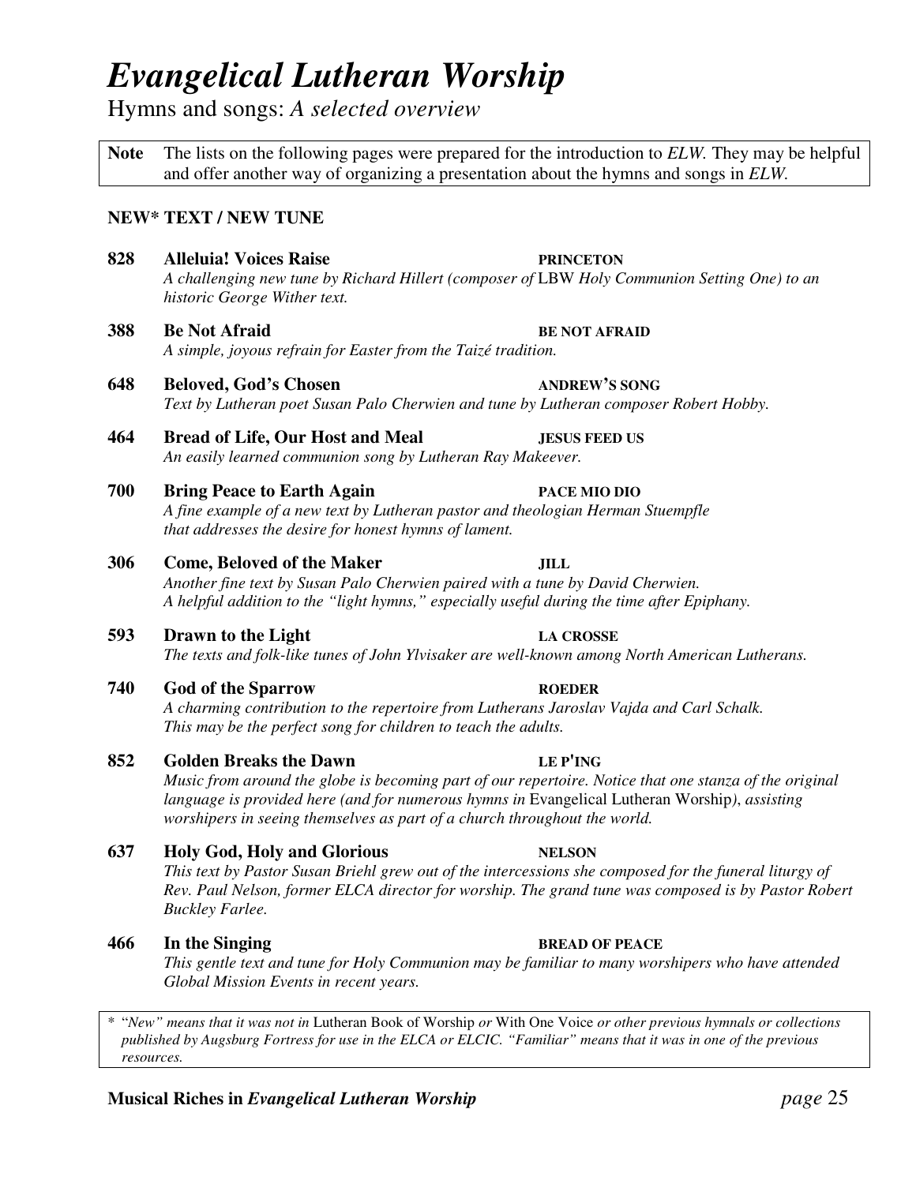# *Evangelical Lutheran Worship*

Hymns and songs: *A selected overview*

**Note** The lists on the following pages were prepared for the introduction to *ELW*. They may be helpful and offer another way of organizing a presentation about the hymns and songs in *ELW*.

### NEW* TEXT / NEW TUNE

**828 Alleluia! Voices Raise** — **PRINCETON**
*A challenging new tune by Richard Hillert (composer of* LBW *Holy Communion Setting One) to an historic George Wither text.*

**388 Be Not Afraid** — **BE NOT AFRAID**
*A simple, joyous refrain for Easter from the Taizé tradition.*

**648 Beloved, God's Chosen** — **ANDREW'S SONG**
*Text by Lutheran poet Susan Palo Cherwien and tune by Lutheran composer Robert Hobby.*

**464 Bread of Life, Our Host and Meal** — **JESUS FEED US**
*An easily learned communion song by Lutheran Ray Makeever.*

**700 Bring Peace to Earth Again** — **PACE MIO DIO**
*A fine example of a new text by Lutheran pastor and theologian Herman Stuempfle that addresses the desire for honest hymns of lament.*

**306 Come, Beloved of the Maker** — **JILL**
*Another fine text by Susan Palo Cherwien paired with a tune by David Cherwien. A helpful addition to the "light hymns," especially useful during the time after Epiphany.*

**593 Drawn to the Light** — **LA CROSSE**
*The texts and folk-like tunes of John Ylvisaker are well-known among North American Lutherans.*

**740 God of the Sparrow** — **ROEDER**
*A charming contribution to the repertoire from Lutherans Jaroslav Vajda and Carl Schalk. This may be the perfect song for children to teach the adults.*

**852 Golden Breaks the Dawn** — **LE P'ING**
*Music from around the globe is becoming part of our repertoire. Notice that one stanza of the original language is provided here (and for numerous hymns in* Evangelical Lutheran Worship*), assisting worshipers in seeing themselves as part of a church throughout the world.*

**637 Holy God, Holy and Glorious** — **NELSON**
*This text by Pastor Susan Briehl grew out of the intercessions she composed for the funeral liturgy of Rev. Paul Nelson, former ELCA director for worship. The grand tune was composed is by Pastor Robert Buckley Farlee.*

**466 In the Singing** — **BREAD OF PEACE**
*This gentle text and tune for Holy Communion may be familiar to many worshipers who have attended Global Mission Events in recent years.*

* *"New" means that it was not in* Lutheran Book of Worship *or* With One Voice *or other previous hymnals or collections published by Augsburg Fortress for use in the ELCA or ELCIC. "Familiar" means that it was in one of the previous resources.*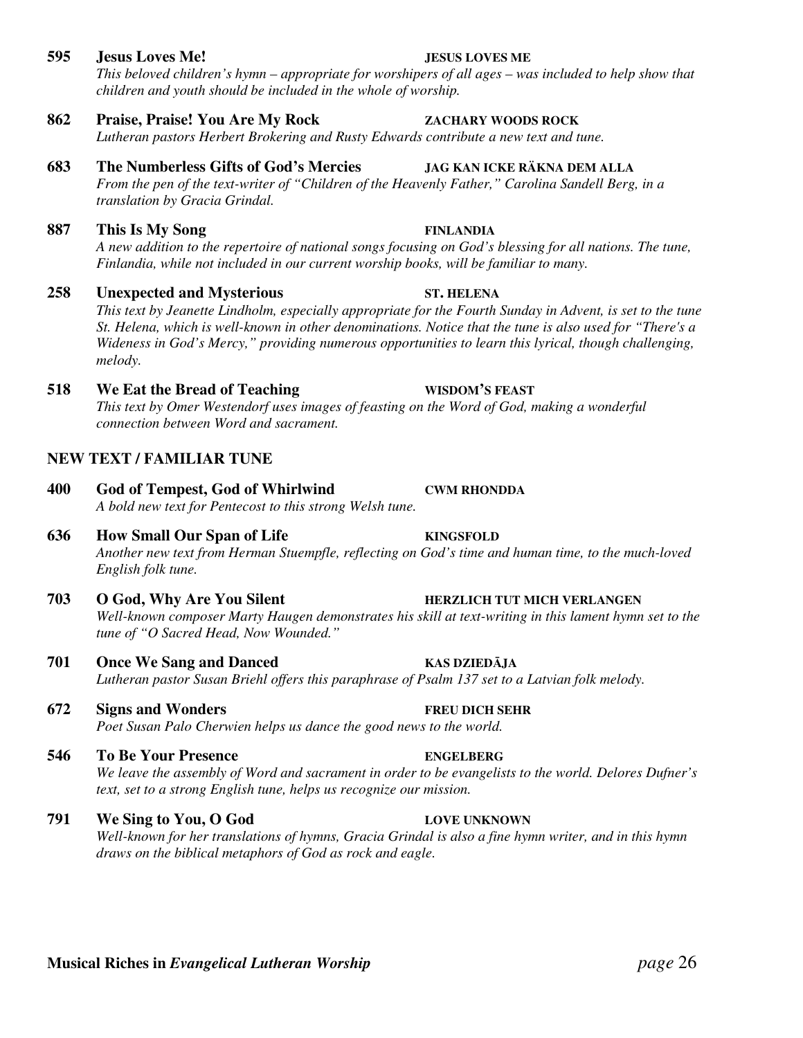**595 Jesus Loves Me!** **JESUS LOVES ME**
*This beloved children's hymn – appropriate for worshipers of all ages – was included to help show that children and youth should be included in the whole of worship.*

**862 Praise, Praise! You Are My Rock** **ZACHARY WOODS ROCK**
*Lutheran pastors Herbert Brokering and Rusty Edwards contribute a new text and tune.*

**683 The Numberless Gifts of God's Mercies** **JAG KAN ICKE RÄKNA DEM ALLA**
*From the pen of the text-writer of "Children of the Heavenly Father," Carolina Sandell Berg, in a translation by Gracia Grindal.*

**887 This Is My Song** **FINLANDIA**
*A new addition to the repertoire of national songs focusing on God's blessing for all nations. The tune, Finlandia, while not included in our current worship books, will be familiar to many.*

**258 Unexpected and Mysterious** **ST. HELENA**
*This text by Jeanette Lindholm, especially appropriate for the Fourth Sunday in Advent, is set to the tune St. Helena, which is well-known in other denominations. Notice that the tune is also used for "There's a Wideness in God's Mercy," providing numerous opportunities to learn this lyrical, though challenging, melody.*

**518 We Eat the Bread of Teaching** **WISDOM'S FEAST**
*This text by Omer Westendorf uses images of feasting on the Word of God, making a wonderful connection between Word and sacrament.*

## NEW TEXT / FAMILIAR TUNE

**400 God of Tempest, God of Whirlwind** **CWM RHONDDA**
*A bold new text for Pentecost to this strong Welsh tune.*

**636 How Small Our Span of Life** **KINGSFOLD**
*Another new text from Herman Stuempfle, reflecting on God's time and human time, to the much-loved English folk tune.*

**703 O God, Why Are You Silent** **HERZLICH TUT MICH VERLANGEN**
*Well-known composer Marty Haugen demonstrates his skill at text-writing in this lament hymn set to the tune of "O Sacred Head, Now Wounded."*

**701 Once We Sang and Danced** **KAS DZIEDĀJA**
*Lutheran pastor Susan Briehl offers this paraphrase of Psalm 137 set to a Latvian folk melody.*

**672 Signs and Wonders** **FREU DICH SEHR**
*Poet Susan Palo Cherwien helps us dance the good news to the world.*

**546 To Be Your Presence** **ENGELBERG**
*We leave the assembly of Word and sacrament in order to be evangelists to the world. Delores Dufner's text, set to a strong English tune, helps us recognize our mission.*

**791 We Sing to You, O God** **LOVE UNKNOWN**
*Well-known for her translations of hymns, Gracia Grindal is also a fine hymn writer, and in this hymn draws on the biblical metaphors of God as rock and eagle.*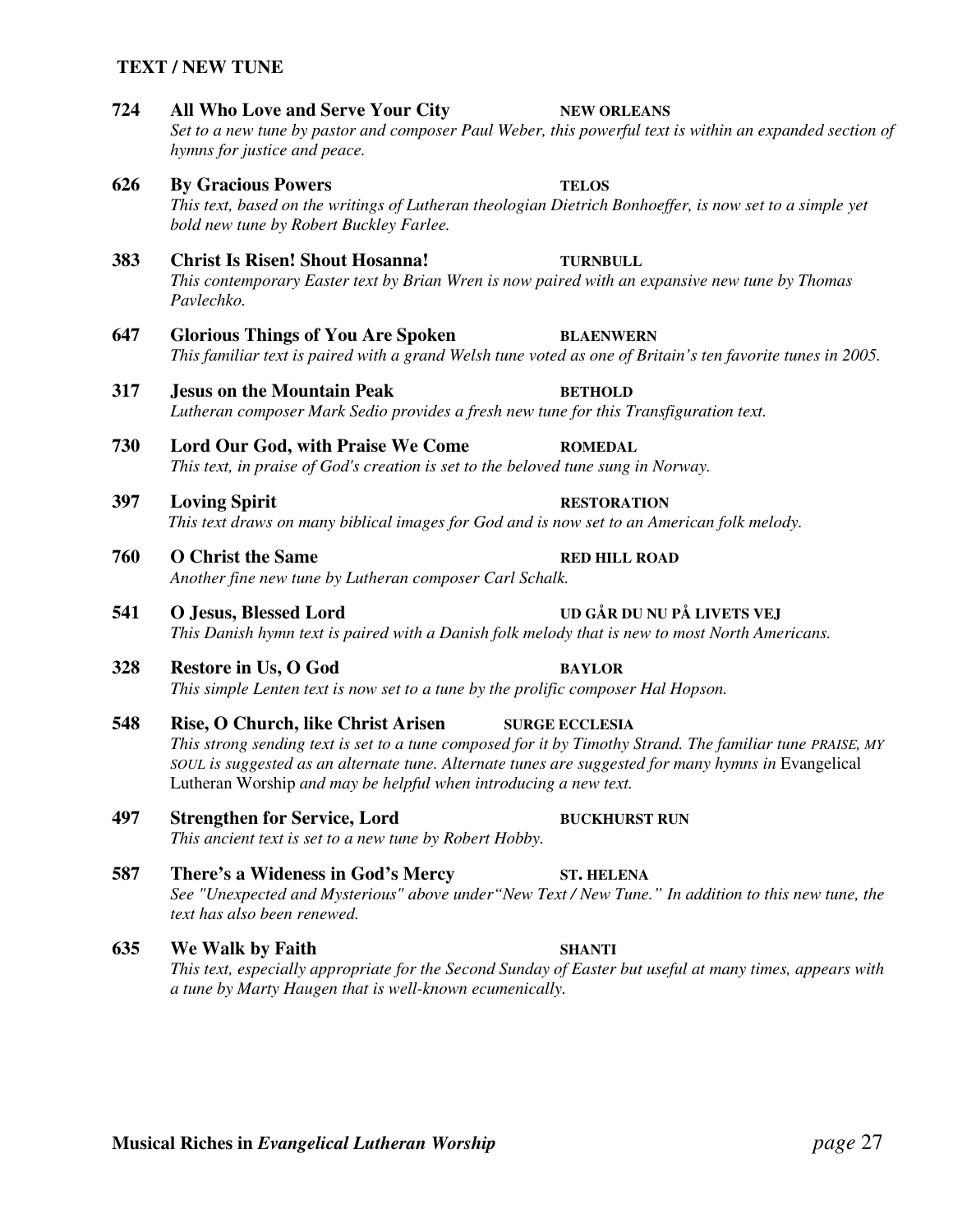## TEXT / NEW TUNE

**724 All Who Love and Serve Your City** **NEW ORLEANS**
*Set to a new tune by pastor and composer Paul Weber, this powerful text is within an expanded section of hymns for justice and peace.*

**626 By Gracious Powers** **TELOS**
*This text, based on the writings of Lutheran theologian Dietrich Bonhoeffer, is now set to a simple yet bold new tune by Robert Buckley Farlee.*

**383 Christ Is Risen! Shout Hosanna!** **TURNBULL**
*This contemporary Easter text by Brian Wren is now paired with an expansive new tune by Thomas Pavlechko.*

**647 Glorious Things of You Are Spoken** **BLAENWERN**
*This familiar text is paired with a grand Welsh tune voted as one of Britain's ten favorite tunes in 2005.*

**317 Jesus on the Mountain Peak** **BETHOLD**
*Lutheran composer Mark Sedio provides a fresh new tune for this Transfiguration text.*

**730 Lord Our God, with Praise We Come** **ROMEDAL**
*This text, in praise of God's creation is set to the beloved tune sung in Norway.*

**397 Loving Spirit** **RESTORATION**
*This text draws on many biblical images for God and is now set to an American folk melody.*

**760 O Christ the Same** **RED HILL ROAD**
*Another fine new tune by Lutheran composer Carl Schalk.*

**541 O Jesus, Blessed Lord** **UD GÅR DU NU PÅ LIVETS VEJ**
*This Danish hymn text is paired with a Danish folk melody that is new to most North Americans.*

**328 Restore in Us, O God** **BAYLOR**
*This simple Lenten text is now set to a tune by the prolific composer Hal Hopson.*

**548 Rise, O Church, like Christ Arisen** **SURGE ECCLESIA**
*This strong sending text is set to a tune composed for it by Timothy Strand. The familiar tune PRAISE, MY SOUL is suggested as an alternate tune. Alternate tunes are suggested for many hymns in* Evangelical Lutheran Worship *and may be helpful when introducing a new text.*

**497 Strengthen for Service, Lord** **BUCKHURST RUN**
*This ancient text is set to a new tune by Robert Hobby.*

**587 There's a Wideness in God's Mercy** **ST. HELENA**
*See "Unexpected and Mysterious" above under "New Text / New Tune." In addition to this new tune, the text has also been renewed.*

**635 We Walk by Faith** **SHANTI**
*This text, especially appropriate for the Second Sunday of Easter but useful at many times, appears with a tune by Marty Haugen that is well-known ecumenically.*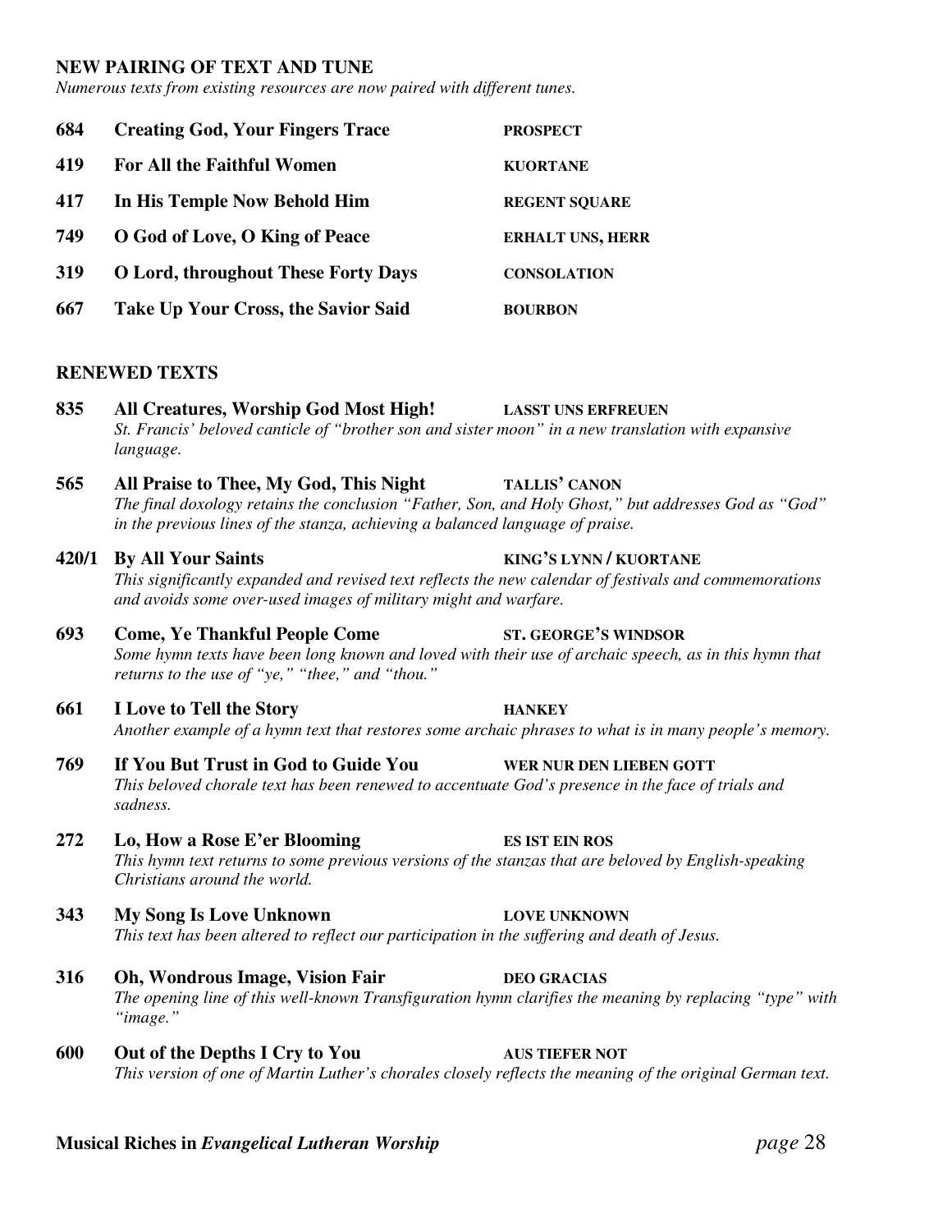## NEW PAIRING OF TEXT AND TUNE

*Numerous texts from existing resources are now paired with different tunes.*

| | | |
|---|---|---|
| **684** | **Creating God, Your Fingers Trace** | **PROSPECT** |
| **419** | **For All the Faithful Women** | **KUORTANE** |
| **417** | **In His Temple Now Behold Him** | **REGENT SQUARE** |
| **749** | **O God of Love, O King of Peace** | **ERHALT UNS, HERR** |
| **319** | **O Lord, throughout These Forty Days** | **CONSOLATION** |
| **667** | **Take Up Your Cross, the Savior Said** | **BOURBON** |

## RENEWED TEXTS

**835 All Creatures, Worship God Most High! LASST UNS ERFREUEN**
*St. Francis' beloved canticle of "brother son and sister moon" in a new translation with expansive language.*

**565 All Praise to Thee, My God, This Night TALLIS' CANON**
*The final doxology retains the conclusion "Father, Son, and Holy Ghost," but addresses God as "God" in the previous lines of the stanza, achieving a balanced language of praise.*

**420/1 By All Your Saints KING'S LYNN / KUORTANE**
*This significantly expanded and revised text reflects the new calendar of festivals and commemorations and avoids some over-used images of military might and warfare.*

**693 Come, Ye Thankful People Come ST. GEORGE'S WINDSOR**
*Some hymn texts have been long known and loved with their use of archaic speech, as in this hymn that returns to the use of "ye," "thee," and "thou."*

**661 I Love to Tell the Story HANKEY**
*Another example of a hymn text that restores some archaic phrases to what is in many people's memory.*

**769 If You But Trust in God to Guide You WER NUR DEN LIEBEN GOTT**
*This beloved chorale text has been renewed to accentuate God's presence in the face of trials and sadness.*

**272 Lo, How a Rose E'er Blooming ES IST EIN ROS**
*This hymn text returns to some previous versions of the stanzas that are beloved by English-speaking Christians around the world.*

**343 My Song Is Love Unknown LOVE UNKNOWN**
*This text has been altered to reflect our participation in the suffering and death of Jesus.*

**316 Oh, Wondrous Image, Vision Fair DEO GRACIAS**
*The opening line of this well-known Transfiguration hymn clarifies the meaning by replacing "type" with "image."*

**600 Out of the Depths I Cry to You AUS TIEFER NOT**
*This version of one of Martin Luther's chorales closely reflects the meaning of the original German text.*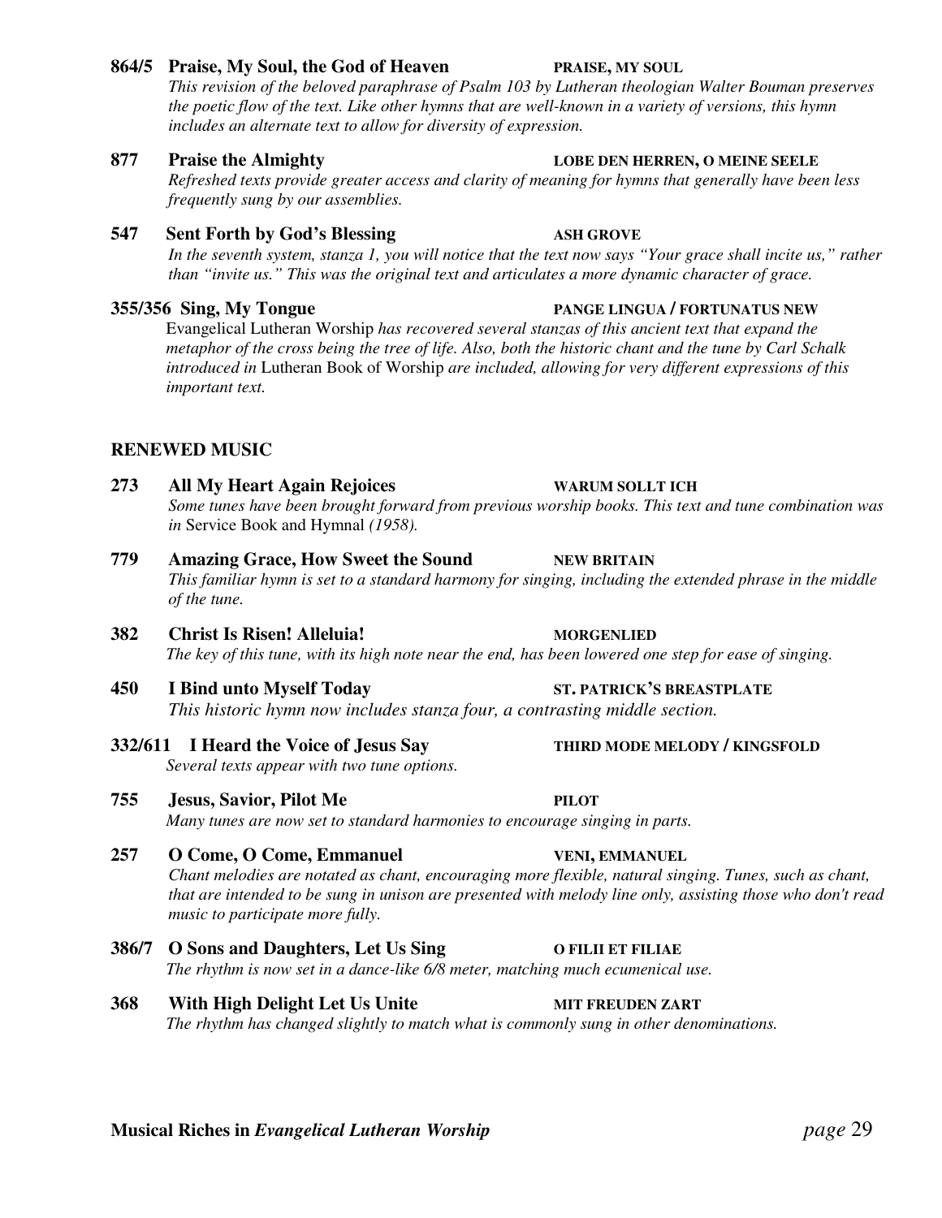**864/5 Praise, My Soul, the God of Heaven** **PRAISE, MY SOUL**
*This revision of the beloved paraphrase of Psalm 103 by Lutheran theologian Walter Bouman preserves the poetic flow of the text. Like other hymns that are well-known in a variety of versions, this hymn includes an alternate text to allow for diversity of expression.*

**877 Praise the Almighty** **LOBE DEN HERREN, O MEINE SEELE**
*Refreshed texts provide greater access and clarity of meaning for hymns that generally have been less frequently sung by our assemblies.*

**547 Sent Forth by God's Blessing** **ASH GROVE**
*In the seventh system, stanza 1, you will notice that the text now says "Your grace shall incite us," rather than "invite us." This was the original text and articulates a more dynamic character of grace.*

**355/356 Sing, My Tongue** **PANGE LINGUA / FORTUNATUS NEW**
Evangelical Lutheran Worship *has recovered several stanzas of this ancient text that expand the metaphor of the cross being the tree of life. Also, both the historic chant and the tune by Carl Schalk introduced in* Lutheran Book of Worship *are included, allowing for very different expressions of this important text.*

## RENEWED MUSIC

**273 All My Heart Again Rejoices** **WARUM SOLLT ICH**
*Some tunes have been brought forward from previous worship books. This text and tune combination was in* Service Book and Hymnal *(1958).*

**779 Amazing Grace, How Sweet the Sound** **NEW BRITAIN**
*This familiar hymn is set to a standard harmony for singing, including the extended phrase in the middle of the tune.*

**382 Christ Is Risen! Alleluia!** **MORGENLIED**
*The key of this tune, with its high note near the end, has been lowered one step for ease of singing.*

**450 I Bind unto Myself Today** **ST. PATRICK'S BREASTPLATE**
*This historic hymn now includes stanza four, a contrasting middle section.*

**332/611 I Heard the Voice of Jesus Say** **THIRD MODE MELODY / KINGSFOLD**
*Several texts appear with two tune options.*

**755 Jesus, Savior, Pilot Me** **PILOT**
*Many tunes are now set to standard harmonies to encourage singing in parts.*

**257 O Come, O Come, Emmanuel** **VENI, EMMANUEL**
*Chant melodies are notated as chant, encouraging more flexible, natural singing. Tunes, such as chant, that are intended to be sung in unison are presented with melody line only, assisting those who don't read music to participate more fully.*

**386/7 O Sons and Daughters, Let Us Sing** **O FILII ET FILIAE**
*The rhythm is now set in a dance-like 6/8 meter, matching much ecumenical use.*

**368 With High Delight Let Us Unite** **MIT FREUDEN ZART**
*The rhythm has changed slightly to match what is commonly sung in other denominations.*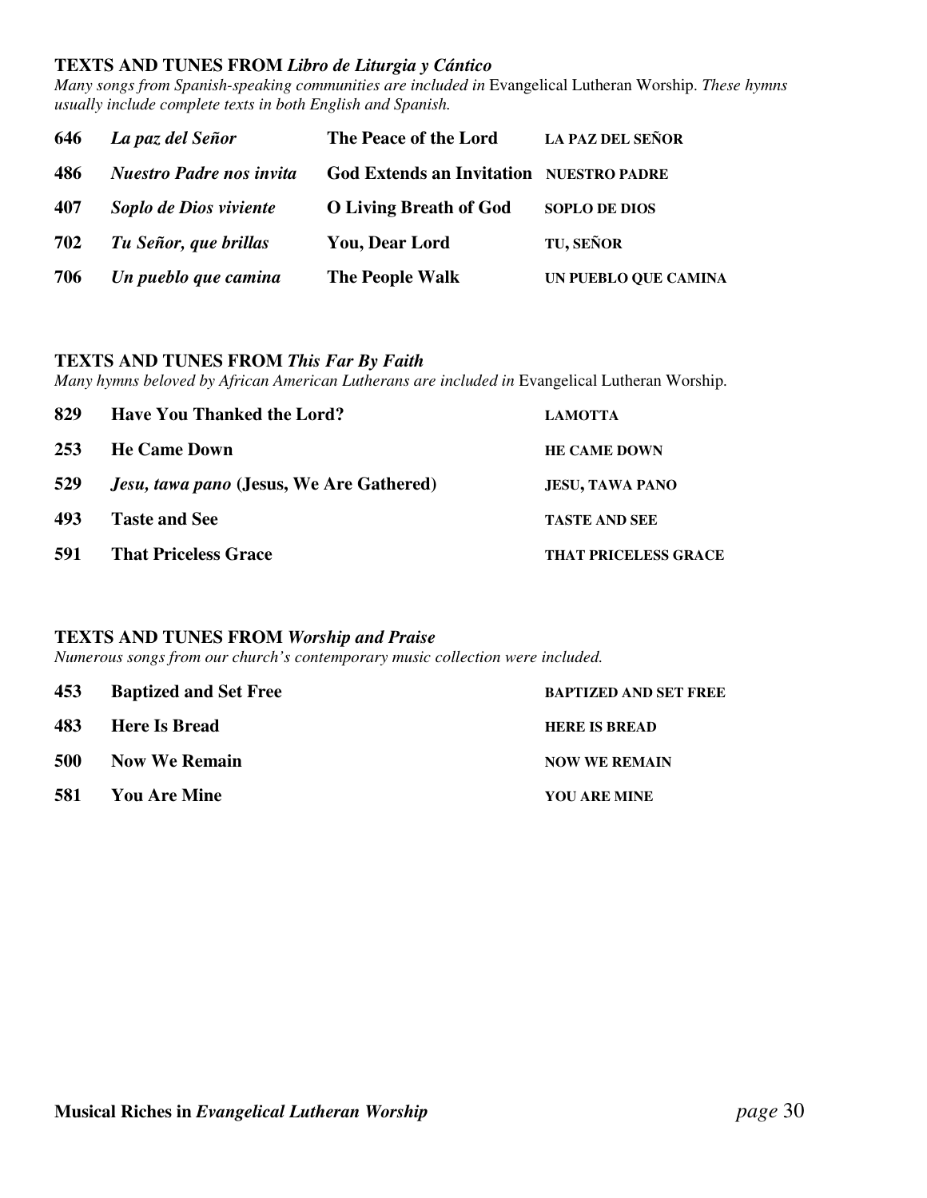### TEXTS AND TUNES FROM *Libro de Liturgia y Cántico*

*Many songs from Spanish-speaking communities are included in* Evangelical Lutheran Worship. *These hymns usually include complete texts in both English and Spanish.*

| | | | |
|---|---|---|---|
| **646** | ***La paz del Señor*** | **The Peace of the Lord** | **LA PAZ DEL SEÑOR** |
| **486** | ***Nuestro Padre nos invita*** | **God Extends an Invitation** | **NUESTRO PADRE** |
| **407** | ***Soplo de Dios viviente*** | **O Living Breath of God** | **SOPLO DE DIOS** |
| **702** | ***Tu Señor, que brillas*** | **You, Dear Lord** | **TU, SEÑOR** |
| **706** | ***Un pueblo que camina*** | **The People Walk** | **UN PUEBLO QUE CAMINA** |

### TEXTS AND TUNES FROM *This Far By Faith*

*Many hymns beloved by African American Lutherans are included in* Evangelical Lutheran Worship.

| | | |
|---|---|---|
| **829** | **Have You Thanked the Lord?** | **LAMOTTA** |
| **253** | **He Came Down** | **HE CAME DOWN** |
| **529** | ***Jesu, tawa pano* (Jesus, We Are Gathered)** | **JESU, TAWA PANO** |
| **493** | **Taste and See** | **TASTE AND SEE** |
| **591** | **That Priceless Grace** | **THAT PRICELESS GRACE** |

### TEXTS AND TUNES FROM *Worship and Praise*

*Numerous songs from our church's contemporary music collection were included.*

| | | |
|---|---|---|
| **453** | **Baptized and Set Free** | **BAPTIZED AND SET FREE** |
| **483** | **Here Is Bread** | **HERE IS BREAD** |
| **500** | **Now We Remain** | **NOW WE REMAIN** |
| **581** | **You Are Mine** | **YOU ARE MINE** |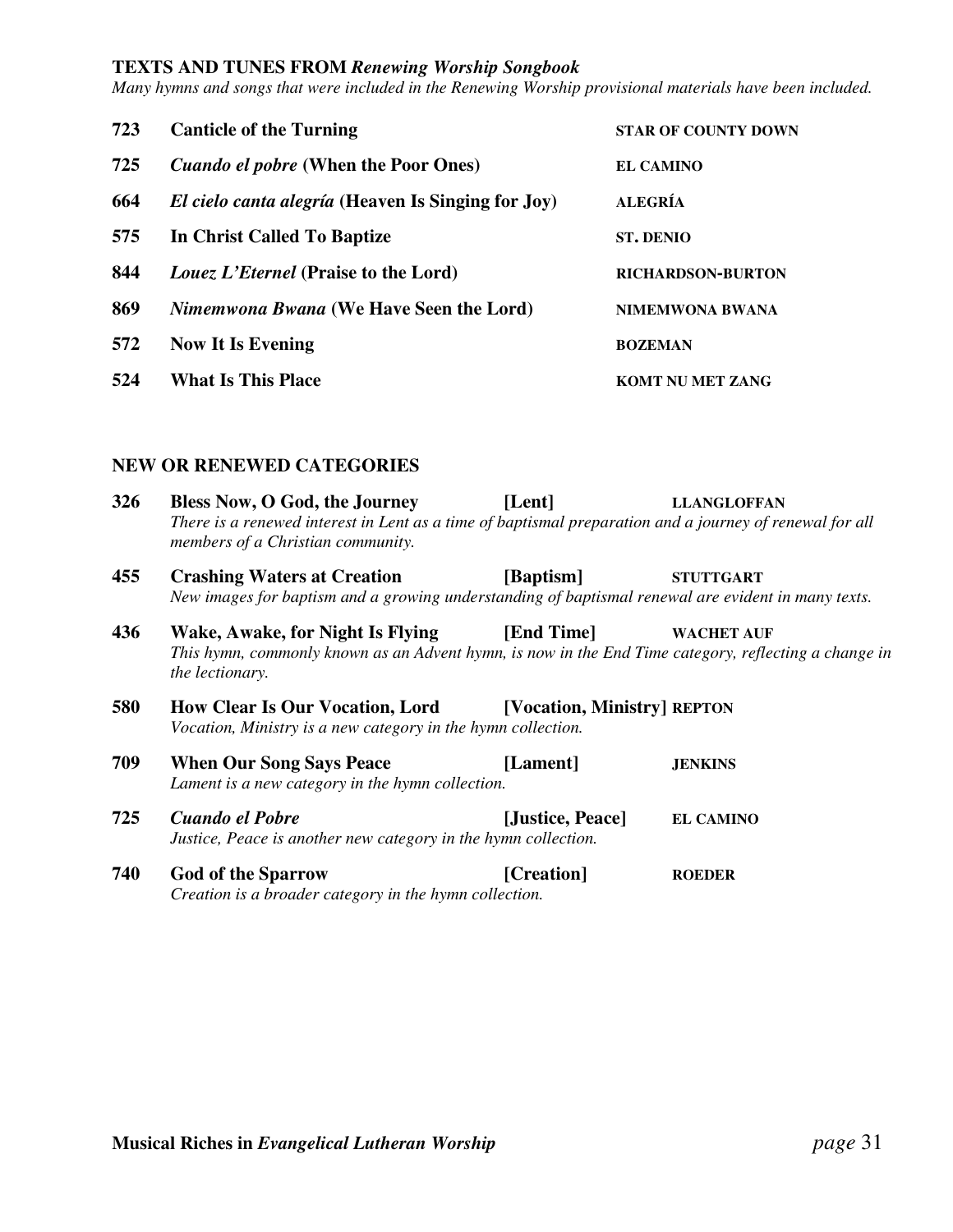**TEXTS AND TUNES FROM *Renewing Worship Songbook***

*Many hymns and songs that were included in the Renewing Worship provisional materials have been included.*

| | | |
|---|---|---|
| **723** | **Canticle of the Turning** | **STAR OF COUNTY DOWN** |
| **725** | ***Cuando el pobre* (When the Poor Ones)** | **EL CAMINO** |
| **664** | ***El cielo canta alegría* (Heaven Is Singing for Joy)** | **ALEGRÍA** |
| **575** | **In Christ Called To Baptize** | **ST. DENIO** |
| **844** | ***Louez L'Eternel* (Praise to the Lord)** | **RICHARDSON-BURTON** |
| **869** | ***Nimemwona Bwana* (We Have Seen the Lord)** | **NIMEMWONA BWANA** |
| **572** | **Now It Is Evening** | **BOZEMAN** |
| **524** | **What Is This Place** | **KOMT NU MET ZANG** |

**NEW OR RENEWED CATEGORIES**

**326 Bless Now, O God, the Journey [Lent] LLANGLOFFAN**
*There is a renewed interest in Lent as a time of baptismal preparation and a journey of renewal for all members of a Christian community.*

**455 Crashing Waters at Creation [Baptism] STUTTGART**
*New images for baptism and a growing understanding of baptismal renewal are evident in many texts.*

**436 Wake, Awake, for Night Is Flying [End Time] WACHET AUF**
*This hymn, commonly known as an Advent hymn, is now in the End Time category, reflecting a change in the lectionary.*

**580 How Clear Is Our Vocation, Lord [Vocation, Ministry] REPTON**
*Vocation, Ministry is a new category in the hymn collection.*

**709 When Our Song Says Peace [Lament] JENKINS**
*Lament is a new category in the hymn collection.*

**725 *Cuando el Pobre* [Justice, Peace] EL CAMINO**
*Justice, Peace is another new category in the hymn collection.*

**740 God of the Sparrow [Creation] ROEDER**
*Creation is a broader category in the hymn collection.*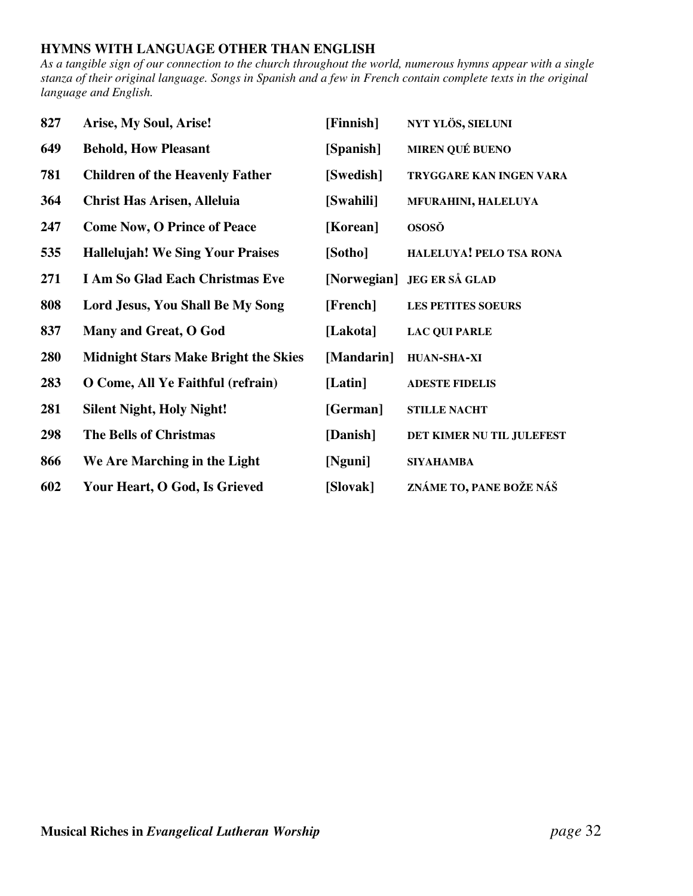### HYMNS WITH LANGUAGE OTHER THAN ENGLISH

*As a tangible sign of our connection to the church throughout the world, numerous hymns appear with a single stanza of their original language. Songs in Spanish and a few in French contain complete texts in the original language and English.*

| | | | |
|---|---|---|---|
| **827** | **Arise, My Soul, Arise!** | **[Finnish]** | **NYT YLÖS, SIELUNI** |
| **649** | **Behold, How Pleasant** | **[Spanish]** | **MIREN QUÉ BUENO** |
| **781** | **Children of the Heavenly Father** | **[Swedish]** | **TRYGGARE KAN INGEN VARA** |
| **364** | **Christ Has Arisen, Alleluia** | **[Swahili]** | **MFURAHINI, HALELUYA** |
| **247** | **Come Now, O Prince of Peace** | **[Korean]** | **OSOSŎ** |
| **535** | **Hallelujah! We Sing Your Praises** | **[Sotho]** | **HALELUYA! PELO TSA RONA** |
| **271** | **I Am So Glad Each Christmas Eve** | **[Norwegian]** | **JEG ER SÅ GLAD** |
| **808** | **Lord Jesus, You Shall Be My Song** | **[French]** | **LES PETITES SOEURS** |
| **837** | **Many and Great, O God** | **[Lakota]** | **LAC QUI PARLE** |
| **280** | **Midnight Stars Make Bright the Skies** | **[Mandarin]** | **HUAN-SHA-XI** |
| **283** | **O Come, All Ye Faithful (refrain)** | **[Latin]** | **ADESTE FIDELIS** |
| **281** | **Silent Night, Holy Night!** | **[German]** | **STILLE NACHT** |
| **298** | **The Bells of Christmas** | **[Danish]** | **DET KIMER NU TIL JULEFEST** |
| **866** | **We Are Marching in the Light** | **[Nguni]** | **SIYAHAMBA** |
| **602** | **Your Heart, O God, Is Grieved** | **[Slovak]** | **ZNÁME TO, PANE BOŽE NÁŠ** |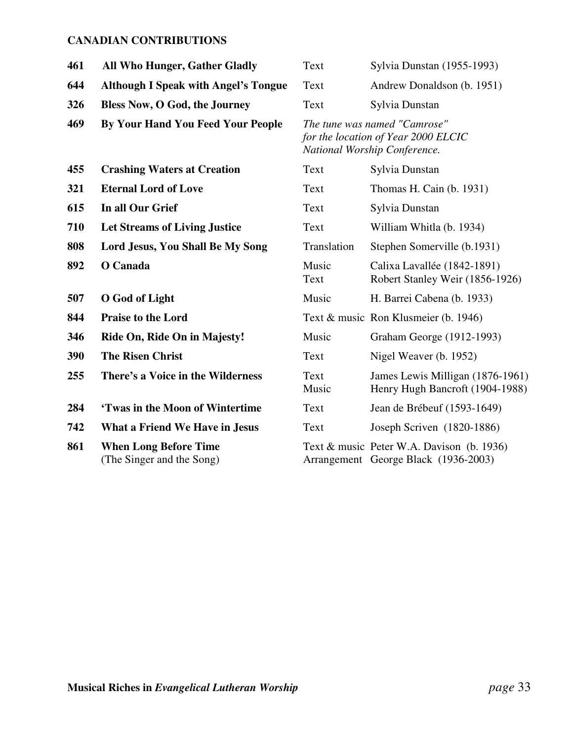**CANADIAN CONTRIBUTIONS**

| | | | |
|---|---|---|---|
| **461** | **All Who Hunger, Gather Gladly** | Text | Sylvia Dunstan (1955-1993) |
| **644** | **Although I Speak with Angel's Tongue** | Text | Andrew Donaldson (b. 1951) |
| **326** | **Bless Now, O God, the Journey** | Text | Sylvia Dunstan |
| **469** | **By Your Hand You Feed Your People** | *The tune was named "Camrose" for the location of Year 2000 ELCIC National Worship Conference.* | |
| **455** | **Crashing Waters at Creation** | Text | Sylvia Dunstan |
| **321** | **Eternal Lord of Love** | Text | Thomas H. Cain (b. 1931) |
| **615** | **In all Our Grief** | Text | Sylvia Dunstan |
| **710** | **Let Streams of Living Justice** | Text | William Whitla (b. 1934) |
| **808** | **Lord Jesus, You Shall Be My Song** | Translation | Stephen Somerville (b.1931) |
| **892** | **O Canada** | Music<br>Text | Calixa Lavallée (1842-1891)<br>Robert Stanley Weir (1856-1926) |
| **507** | **O God of Light** | Music | H. Barrei Cabena (b. 1933) |
| **844** | **Praise to the Lord** | Text & music | Ron Klusmeier (b. 1946) |
| **346** | **Ride On, Ride On in Majesty!** | Music | Graham George (1912-1993) |
| **390** | **The Risen Christ** | Text | Nigel Weaver (b. 1952) |
| **255** | **There's a Voice in the Wilderness** | Text<br>Music | James Lewis Milligan (1876-1961)<br>Henry Hugh Bancroft (1904-1988) |
| **284** | **'Twas in the Moon of Wintertime** | Text | Jean de Brébeuf (1593-1649) |
| **742** | **What a Friend We Have in Jesus** | Text | Joseph Scriven (1820-1886) |
| **861** | **When Long Before Time**<br>(The Singer and the Song) | Text & music<br>Arrangement | Peter W.A. Davison (b. 1936)<br>George Black (1936-2003) |